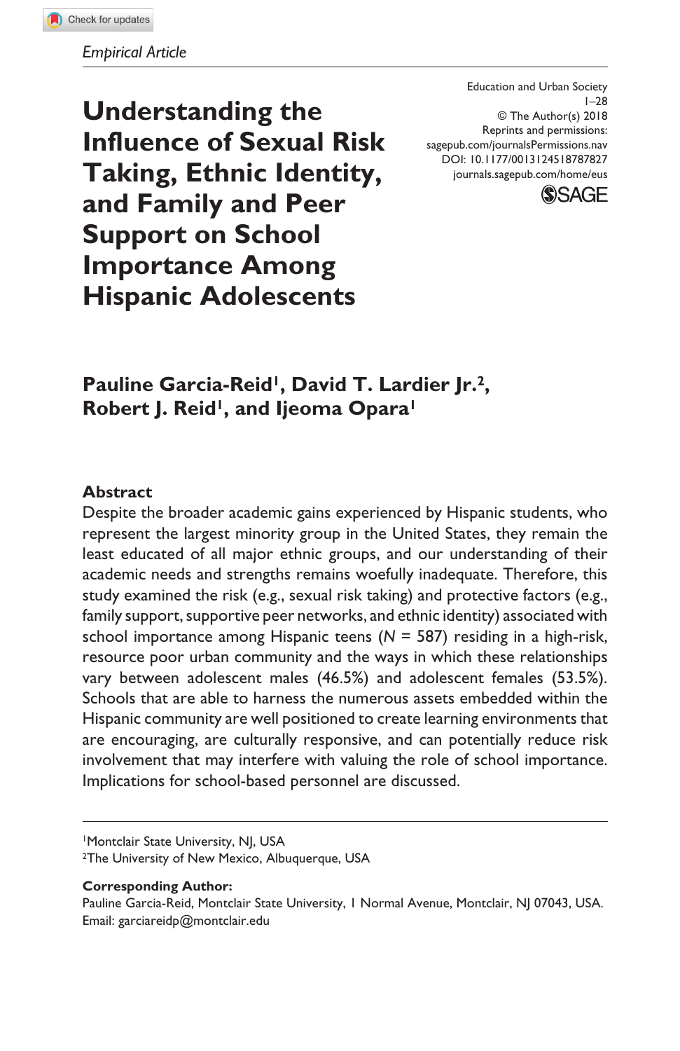*Empirical Article*

Education and Urban Society
1–28
© The Author(s) 2018
Reprints and permissions:
sagepub.com/journalsPermissions.nav
DOI: 10.1177/0013124518787827
journals.sagepub.com/home/eus

# Understanding the Influence of Sexual Risk Taking, Ethnic Identity, and Family and Peer Support on School Importance Among Hispanic Adolescents

**Pauline Garcia-Reid[1], David T. Lardier Jr.[2], Robert J. Reid[1], and Ijeoma Opara[1]**

## Abstract

Despite the broader academic gains experienced by Hispanic students, who represent the largest minority group in the United States, they remain the least educated of all major ethnic groups, and our understanding of their academic needs and strengths remains woefully inadequate. Therefore, this study examined the risk (e.g., sexual risk taking) and protective factors (e.g., family support, supportive peer networks, and ethnic identity) associated with school importance among Hispanic teens ($N$ = 587) residing in a high-risk, resource poor urban community and the ways in which these relationships vary between adolescent males (46.5%) and adolescent females (53.5%). Schools that are able to harness the numerous assets embedded within the Hispanic community are well positioned to create learning environments that are encouraging, are culturally responsive, and can potentially reduce risk involvement that may interfere with valuing the role of school importance. Implications for school-based personnel are discussed.

[1]Montclair State University, NJ, USA
[2]The University of New Mexico, Albuquerque, USA

**Corresponding Author:**
Pauline Garcia-Reid, Montclair State University, 1 Normal Avenue, Montclair, NJ 07043, USA.
Email: garciareidp@montclair.edu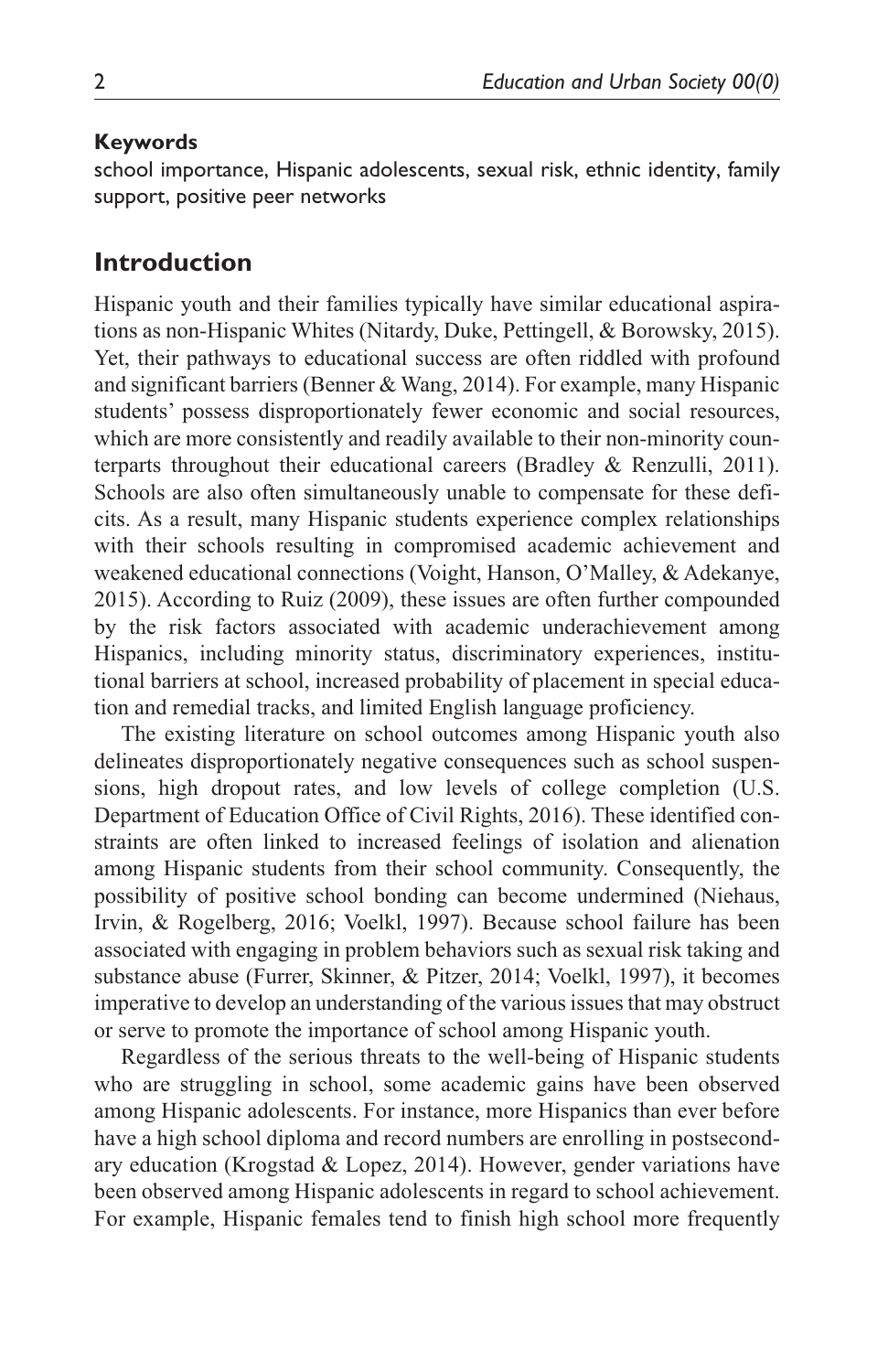**Keywords**

school importance, Hispanic adolescents, sexual risk, ethnic identity, family support, positive peer networks

## Introduction

Hispanic youth and their families typically have similar educational aspirations as non-Hispanic Whites (Nitardy, Duke, Pettingell, & Borowsky, 2015). Yet, their pathways to educational success are often riddled with profound and significant barriers (Benner & Wang, 2014). For example, many Hispanic students' possess disproportionately fewer economic and social resources, which are more consistently and readily available to their non-minority counterparts throughout their educational careers (Bradley & Renzulli, 2011). Schools are also often simultaneously unable to compensate for these deficits. As a result, many Hispanic students experience complex relationships with their schools resulting in compromised academic achievement and weakened educational connections (Voight, Hanson, O'Malley, & Adekanye, 2015). According to Ruiz (2009), these issues are often further compounded by the risk factors associated with academic underachievement among Hispanics, including minority status, discriminatory experiences, institutional barriers at school, increased probability of placement in special education and remedial tracks, and limited English language proficiency.

The existing literature on school outcomes among Hispanic youth also delineates disproportionately negative consequences such as school suspensions, high dropout rates, and low levels of college completion (U.S. Department of Education Office of Civil Rights, 2016). These identified constraints are often linked to increased feelings of isolation and alienation among Hispanic students from their school community. Consequently, the possibility of positive school bonding can become undermined (Niehaus, Irvin, & Rogelberg, 2016; Voelkl, 1997). Because school failure has been associated with engaging in problem behaviors such as sexual risk taking and substance abuse (Furrer, Skinner, & Pitzer, 2014; Voelkl, 1997), it becomes imperative to develop an understanding of the various issues that may obstruct or serve to promote the importance of school among Hispanic youth.

Regardless of the serious threats to the well-being of Hispanic students who are struggling in school, some academic gains have been observed among Hispanic adolescents. For instance, more Hispanics than ever before have a high school diploma and record numbers are enrolling in postsecondary education (Krogstad & Lopez, 2014). However, gender variations have been observed among Hispanic adolescents in regard to school achievement. For example, Hispanic females tend to finish high school more frequently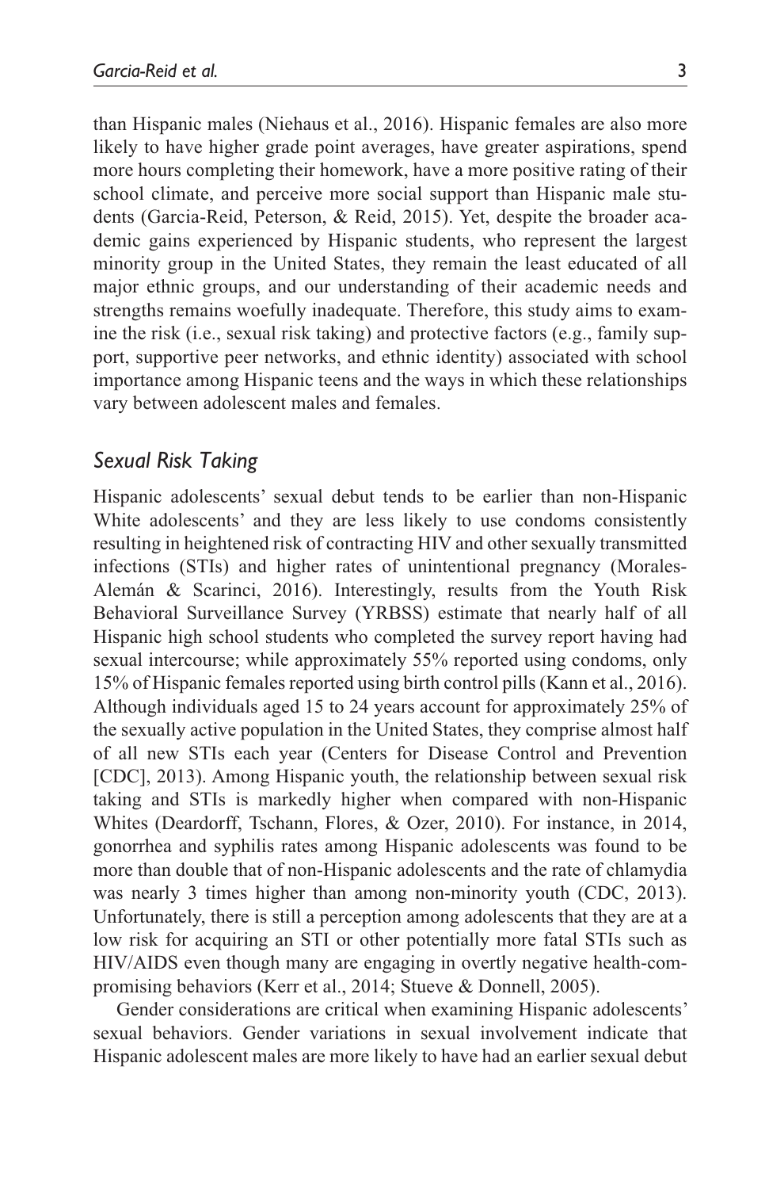than Hispanic males (Niehaus et al., 2016). Hispanic females are also more likely to have higher grade point averages, have greater aspirations, spend more hours completing their homework, have a more positive rating of their school climate, and perceive more social support than Hispanic male students (Garcia-Reid, Peterson, & Reid, 2015). Yet, despite the broader academic gains experienced by Hispanic students, who represent the largest minority group in the United States, they remain the least educated of all major ethnic groups, and our understanding of their academic needs and strengths remains woefully inadequate. Therefore, this study aims to examine the risk (i.e., sexual risk taking) and protective factors (e.g., family support, supportive peer networks, and ethnic identity) associated with school importance among Hispanic teens and the ways in which these relationships vary between adolescent males and females.

## *Sexual Risk Taking*

Hispanic adolescents' sexual debut tends to be earlier than non-Hispanic White adolescents' and they are less likely to use condoms consistently resulting in heightened risk of contracting HIV and other sexually transmitted infections (STIs) and higher rates of unintentional pregnancy (Morales-Alemán & Scarinci, 2016). Interestingly, results from the Youth Risk Behavioral Surveillance Survey (YRBSS) estimate that nearly half of all Hispanic high school students who completed the survey report having had sexual intercourse; while approximately 55% reported using condoms, only 15% of Hispanic females reported using birth control pills (Kann et al., 2016). Although individuals aged 15 to 24 years account for approximately 25% of the sexually active population in the United States, they comprise almost half of all new STIs each year (Centers for Disease Control and Prevention [CDC], 2013). Among Hispanic youth, the relationship between sexual risk taking and STIs is markedly higher when compared with non-Hispanic Whites (Deardorff, Tschann, Flores, & Ozer, 2010). For instance, in 2014, gonorrhea and syphilis rates among Hispanic adolescents was found to be more than double that of non-Hispanic adolescents and the rate of chlamydia was nearly 3 times higher than among non-minority youth (CDC, 2013). Unfortunately, there is still a perception among adolescents that they are at a low risk for acquiring an STI or other potentially more fatal STIs such as HIV/AIDS even though many are engaging in overtly negative health-compromising behaviors (Kerr et al., 2014; Stueve & Donnell, 2005).

Gender considerations are critical when examining Hispanic adolescents' sexual behaviors. Gender variations in sexual involvement indicate that Hispanic adolescent males are more likely to have had an earlier sexual debut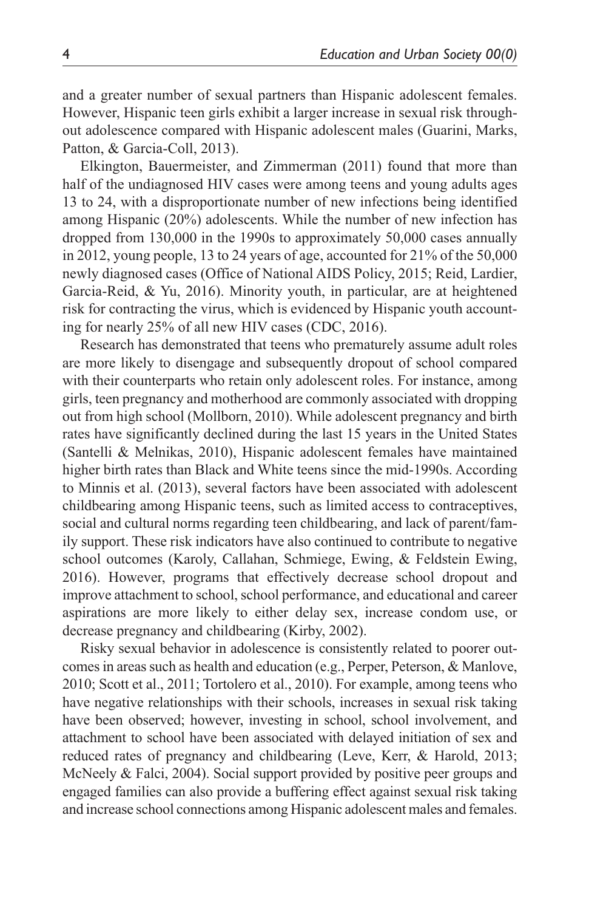and a greater number of sexual partners than Hispanic adolescent females. However, Hispanic teen girls exhibit a larger increase in sexual risk throughout adolescence compared with Hispanic adolescent males (Guarini, Marks, Patton, & Garcia-Coll, 2013).

Elkington, Bauermeister, and Zimmerman (2011) found that more than half of the undiagnosed HIV cases were among teens and young adults ages 13 to 24, with a disproportionate number of new infections being identified among Hispanic (20%) adolescents. While the number of new infection has dropped from 130,000 in the 1990s to approximately 50,000 cases annually in 2012, young people, 13 to 24 years of age, accounted for 21% of the 50,000 newly diagnosed cases (Office of National AIDS Policy, 2015; Reid, Lardier, Garcia-Reid, & Yu, 2016). Minority youth, in particular, are at heightened risk for contracting the virus, which is evidenced by Hispanic youth accounting for nearly 25% of all new HIV cases (CDC, 2016).

Research has demonstrated that teens who prematurely assume adult roles are more likely to disengage and subsequently dropout of school compared with their counterparts who retain only adolescent roles. For instance, among girls, teen pregnancy and motherhood are commonly associated with dropping out from high school (Mollborn, 2010). While adolescent pregnancy and birth rates have significantly declined during the last 15 years in the United States (Santelli & Melnikas, 2010), Hispanic adolescent females have maintained higher birth rates than Black and White teens since the mid-1990s. According to Minnis et al. (2013), several factors have been associated with adolescent childbearing among Hispanic teens, such as limited access to contraceptives, social and cultural norms regarding teen childbearing, and lack of parent/family support. These risk indicators have also continued to contribute to negative school outcomes (Karoly, Callahan, Schmiege, Ewing, & Feldstein Ewing, 2016). However, programs that effectively decrease school dropout and improve attachment to school, school performance, and educational and career aspirations are more likely to either delay sex, increase condom use, or decrease pregnancy and childbearing (Kirby, 2002).

Risky sexual behavior in adolescence is consistently related to poorer outcomes in areas such as health and education (e.g., Perper, Peterson, & Manlove, 2010; Scott et al., 2011; Tortolero et al., 2010). For example, among teens who have negative relationships with their schools, increases in sexual risk taking have been observed; however, investing in school, school involvement, and attachment to school have been associated with delayed initiation of sex and reduced rates of pregnancy and childbearing (Leve, Kerr, & Harold, 2013; McNeely & Falci, 2004). Social support provided by positive peer groups and engaged families can also provide a buffering effect against sexual risk taking and increase school connections among Hispanic adolescent males and females.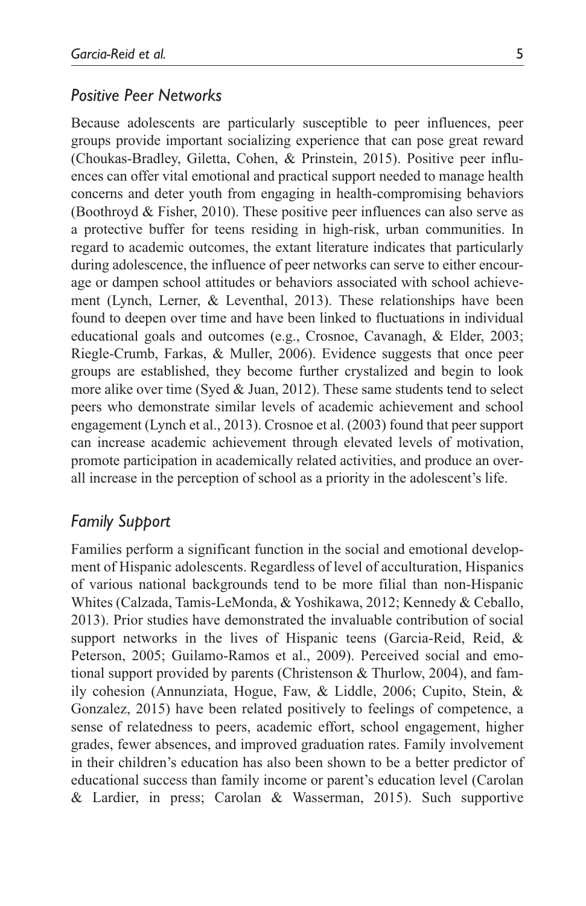### *Positive Peer Networks*

Because adolescents are particularly susceptible to peer influences, peer groups provide important socializing experience that can pose great reward (Choukas-Bradley, Giletta, Cohen, & Prinstein, 2015). Positive peer influences can offer vital emotional and practical support needed to manage health concerns and deter youth from engaging in health-compromising behaviors (Boothroyd & Fisher, 2010). These positive peer influences can also serve as a protective buffer for teens residing in high-risk, urban communities. In regard to academic outcomes, the extant literature indicates that particularly during adolescence, the influence of peer networks can serve to either encourage or dampen school attitudes or behaviors associated with school achievement (Lynch, Lerner, & Leventhal, 2013). These relationships have been found to deepen over time and have been linked to fluctuations in individual educational goals and outcomes (e.g., Crosnoe, Cavanagh, & Elder, 2003; Riegle-Crumb, Farkas, & Muller, 2006). Evidence suggests that once peer groups are established, they become further crystalized and begin to look more alike over time (Syed & Juan, 2012). These same students tend to select peers who demonstrate similar levels of academic achievement and school engagement (Lynch et al., 2013). Crosnoe et al. (2003) found that peer support can increase academic achievement through elevated levels of motivation, promote participation in academically related activities, and produce an overall increase in the perception of school as a priority in the adolescent's life.

### *Family Support*

Families perform a significant function in the social and emotional development of Hispanic adolescents. Regardless of level of acculturation, Hispanics of various national backgrounds tend to be more filial than non-Hispanic Whites (Calzada, Tamis-LeMonda, & Yoshikawa, 2012; Kennedy & Ceballo, 2013). Prior studies have demonstrated the invaluable contribution of social support networks in the lives of Hispanic teens (Garcia-Reid, Reid, & Peterson, 2005; Guilamo-Ramos et al., 2009). Perceived social and emotional support provided by parents (Christenson & Thurlow, 2004), and family cohesion (Annunziata, Hogue, Faw, & Liddle, 2006; Cupito, Stein, & Gonzalez, 2015) have been related positively to feelings of competence, a sense of relatedness to peers, academic effort, school engagement, higher grades, fewer absences, and improved graduation rates. Family involvement in their children's education has also been shown to be a better predictor of educational success than family income or parent's education level (Carolan & Lardier, in press; Carolan & Wasserman, 2015). Such supportive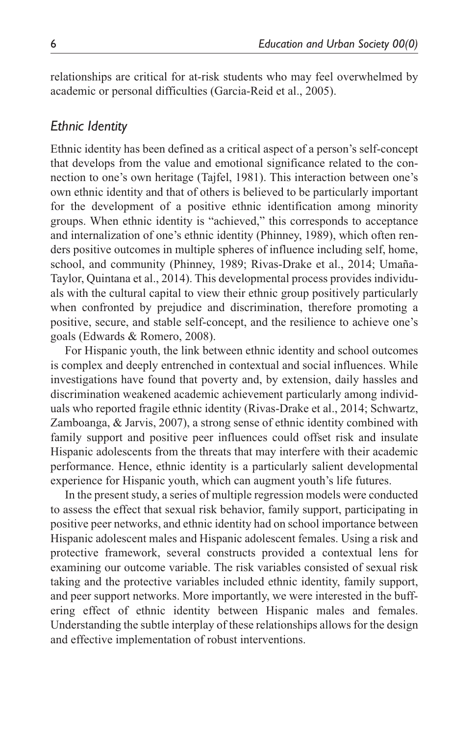relationships are critical for at-risk students who may feel overwhelmed by academic or personal difficulties (Garcia-Reid et al., 2005).

### *Ethnic Identity*

Ethnic identity has been defined as a critical aspect of a person's self-concept that develops from the value and emotional significance related to the connection to one's own heritage (Tajfel, 1981). This interaction between one's own ethnic identity and that of others is believed to be particularly important for the development of a positive ethnic identification among minority groups. When ethnic identity is "achieved," this corresponds to acceptance and internalization of one's ethnic identity (Phinney, 1989), which often renders positive outcomes in multiple spheres of influence including self, home, school, and community (Phinney, 1989; Rivas-Drake et al., 2014; Umaña-Taylor, Quintana et al., 2014). This developmental process provides individuals with the cultural capital to view their ethnic group positively particularly when confronted by prejudice and discrimination, therefore promoting a positive, secure, and stable self-concept, and the resilience to achieve one's goals (Edwards & Romero, 2008).

For Hispanic youth, the link between ethnic identity and school outcomes is complex and deeply entrenched in contextual and social influences. While investigations have found that poverty and, by extension, daily hassles and discrimination weakened academic achievement particularly among individuals who reported fragile ethnic identity (Rivas-Drake et al., 2014; Schwartz, Zamboanga, & Jarvis, 2007), a strong sense of ethnic identity combined with family support and positive peer influences could offset risk and insulate Hispanic adolescents from the threats that may interfere with their academic performance. Hence, ethnic identity is a particularly salient developmental experience for Hispanic youth, which can augment youth's life futures.

In the present study, a series of multiple regression models were conducted to assess the effect that sexual risk behavior, family support, participating in positive peer networks, and ethnic identity had on school importance between Hispanic adolescent males and Hispanic adolescent females. Using a risk and protective framework, several constructs provided a contextual lens for examining our outcome variable. The risk variables consisted of sexual risk taking and the protective variables included ethnic identity, family support, and peer support networks. More importantly, we were interested in the buffering effect of ethnic identity between Hispanic males and females. Understanding the subtle interplay of these relationships allows for the design and effective implementation of robust interventions.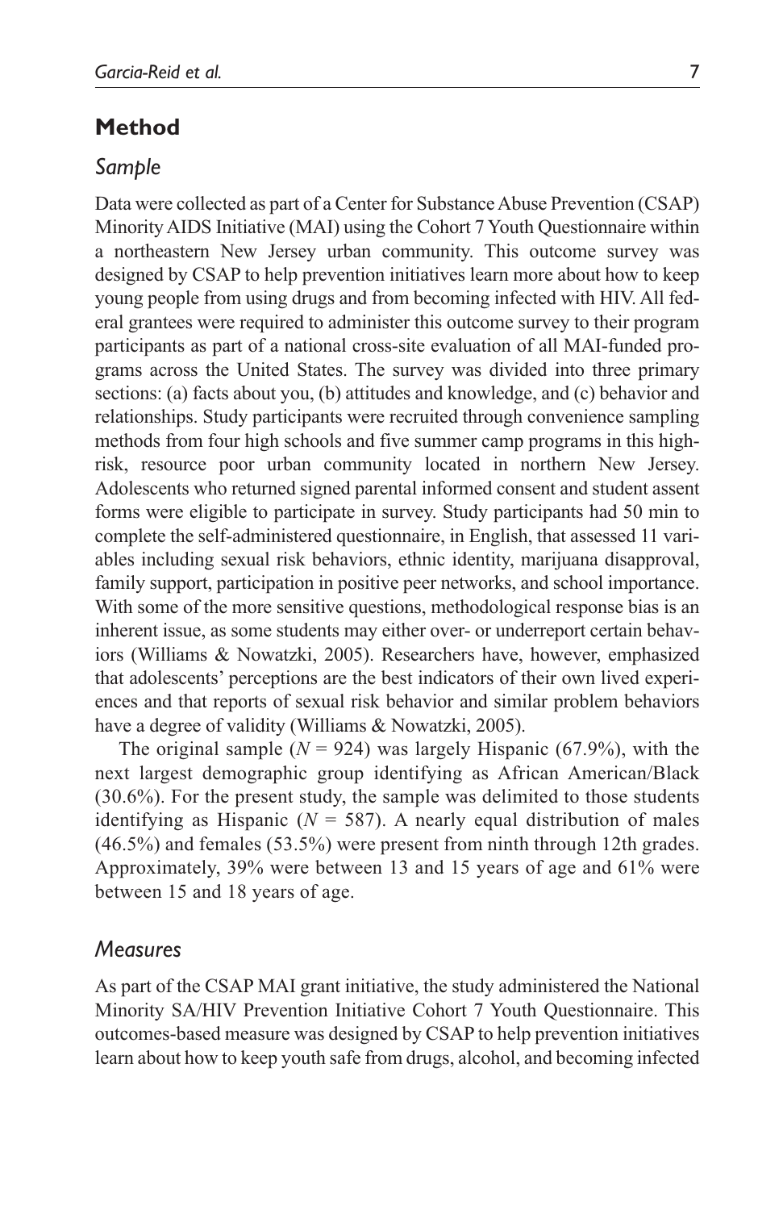## Method

### *Sample*

Data were collected as part of a Center for Substance Abuse Prevention (CSAP) Minority AIDS Initiative (MAI) using the Cohort 7 Youth Questionnaire within a northeastern New Jersey urban community. This outcome survey was designed by CSAP to help prevention initiatives learn more about how to keep young people from using drugs and from becoming infected with HIV. All federal grantees were required to administer this outcome survey to their program participants as part of a national cross-site evaluation of all MAI-funded programs across the United States. The survey was divided into three primary sections: (a) facts about you, (b) attitudes and knowledge, and (c) behavior and relationships. Study participants were recruited through convenience sampling methods from four high schools and five summer camp programs in this high-risk, resource poor urban community located in northern New Jersey. Adolescents who returned signed parental informed consent and student assent forms were eligible to participate in survey. Study participants had 50 min to complete the self-administered questionnaire, in English, that assessed 11 variables including sexual risk behaviors, ethnic identity, marijuana disapproval, family support, participation in positive peer networks, and school importance. With some of the more sensitive questions, methodological response bias is an inherent issue, as some students may either over- or underreport certain behaviors (Williams & Nowatzki, 2005). Researchers have, however, emphasized that adolescents' perceptions are the best indicators of their own lived experiences and that reports of sexual risk behavior and similar problem behaviors have a degree of validity (Williams & Nowatzki, 2005).

The original sample ($N$ = 924) was largely Hispanic (67.9%), with the next largest demographic group identifying as African American/Black (30.6%). For the present study, the sample was delimited to those students identifying as Hispanic ($N$ = 587). A nearly equal distribution of males (46.5%) and females (53.5%) were present from ninth through 12th grades. Approximately, 39% were between 13 and 15 years of age and 61% were between 15 and 18 years of age.

### *Measures*

As part of the CSAP MAI grant initiative, the study administered the National Minority SA/HIV Prevention Initiative Cohort 7 Youth Questionnaire. This outcomes-based measure was designed by CSAP to help prevention initiatives learn about how to keep youth safe from drugs, alcohol, and becoming infected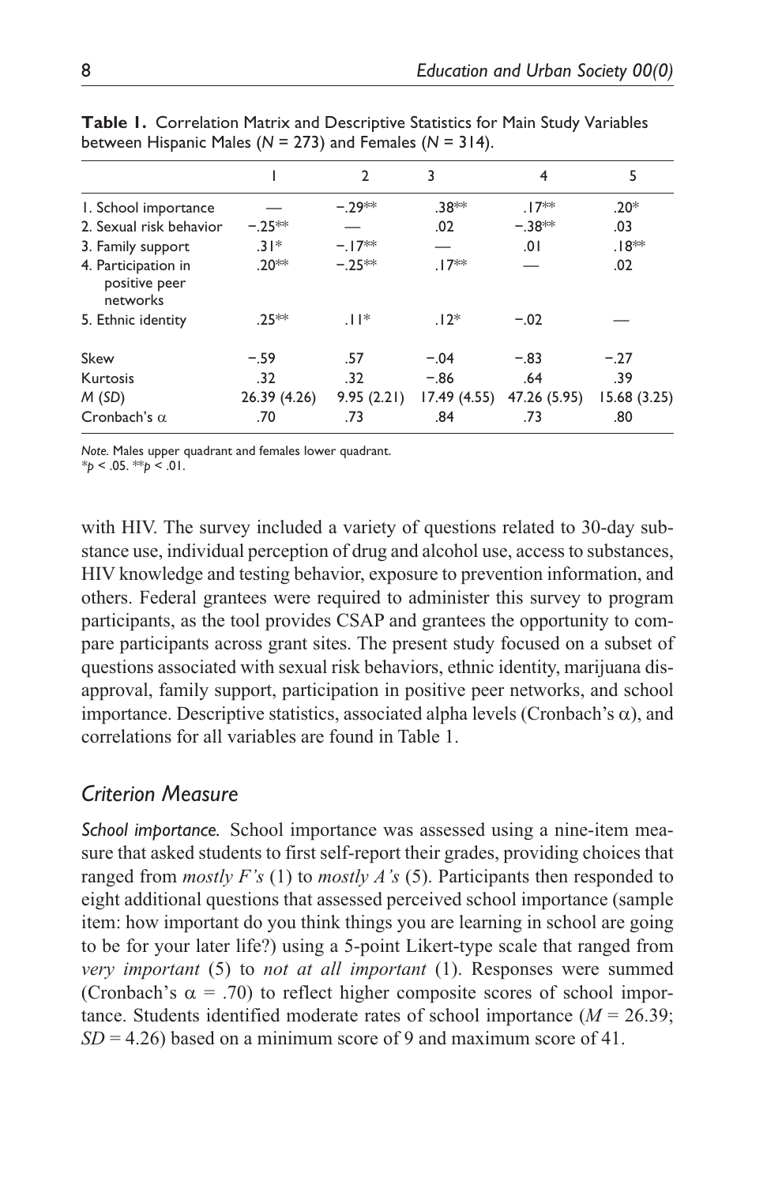**Table 1.** Correlation Matrix and Descriptive Statistics for Main Study Variables between Hispanic Males ($N$ = 273) and Females ($N$ = 314).

| | 1 | 2 | 3 | 4 | 5 |
|---|---|---|---|---|---|
| 1. School importance | — | −.29** | .38** | .17** | .20* |
| 2. Sexual risk behavior | −.25** | — | .02 | −.38** | .03 |
| 3. Family support | .31* | −.17** | — | .01 | .18** |
| 4. Participation in positive peer networks | .20** | −.25** | .17** | — | .02 |
| 5. Ethnic identity | .25** | .11* | .12* | −.02 | — |
| Skew | −.59 | .57 | −.04 | −.83 | −.27 |
| Kurtosis | .32 | .32 | −.86 | .64 | .39 |
| $M$ ($SD$) | 26.39 (4.26) | 9.95 (2.21) | 17.49 (4.55) | 47.26 (5.95) | 15.68 (3.25) |
| Cronbach's α | .70 | .73 | .84 | .73 | .80 |

*Note.* Males upper quadrant and females lower quadrant.
\* $p < .05$. \*\* $p < .01$.

with HIV. The survey included a variety of questions related to 30-day substance use, individual perception of drug and alcohol use, access to substances, HIV knowledge and testing behavior, exposure to prevention information, and others. Federal grantees were required to administer this survey to program participants, as the tool provides CSAP and grantees the opportunity to compare participants across grant sites. The present study focused on a subset of questions associated with sexual risk behaviors, ethnic identity, marijuana disapproval, family support, participation in positive peer networks, and school importance. Descriptive statistics, associated alpha levels (Cronbach's α), and correlations for all variables are found in Table 1.

## Criterion Measure

*School importance.* School importance was assessed using a nine-item measure that asked students to first self-report their grades, providing choices that ranged from *mostly F's* (1) to *mostly A's* (5). Participants then responded to eight additional questions that assessed perceived school importance (sample item: how important do you think things you are learning in school are going to be for your later life?) using a 5-point Likert-type scale that ranged from *very important* (5) to *not at all important* (1). Responses were summed (Cronbach's α = .70) to reflect higher composite scores of school importance. Students identified moderate rates of school importance ($M$ = 26.39; $SD$ = 4.26) based on a minimum score of 9 and maximum score of 41.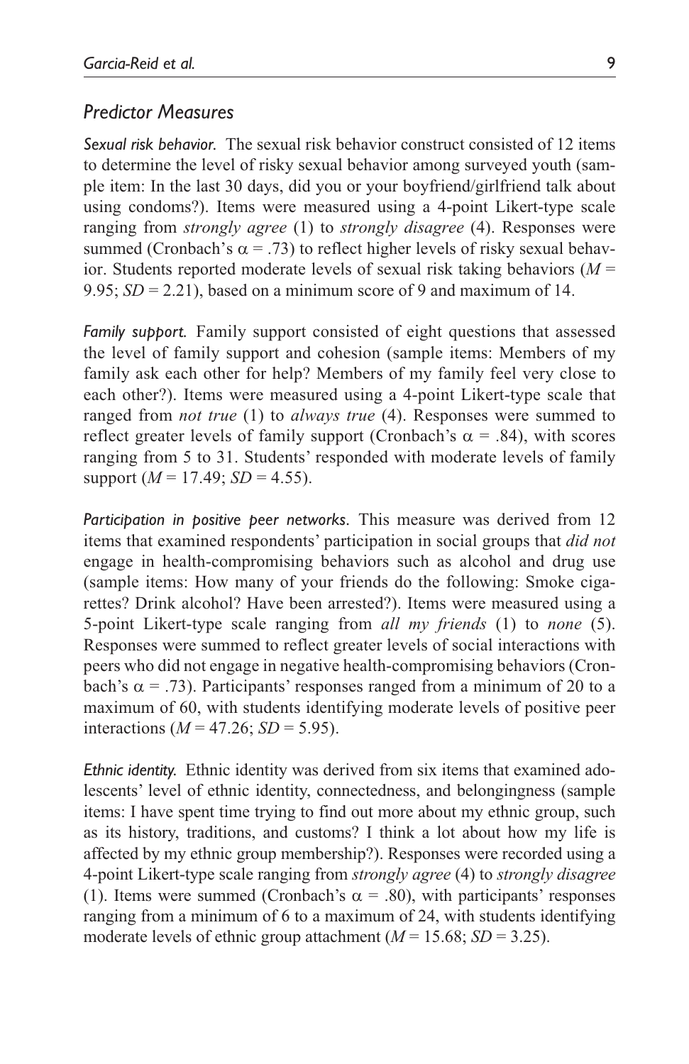## Predictor Measures

*Sexual risk behavior.* The sexual risk behavior construct consisted of 12 items to determine the level of risky sexual behavior among surveyed youth (sample item: In the last 30 days, did you or your boyfriend/girlfriend talk about using condoms?). Items were measured using a 4-point Likert-type scale ranging from *strongly agree* (1) to *strongly disagree* (4). Responses were summed (Cronbach's $\alpha = .73$) to reflect higher levels of risky sexual behavior. Students reported moderate levels of sexual risk taking behaviors ($M = 9.95$; $SD = 2.21$), based on a minimum score of 9 and maximum of 14.

*Family support.* Family support consisted of eight questions that assessed the level of family support and cohesion (sample items: Members of my family ask each other for help? Members of my family feel very close to each other?). Items were measured using a 4-point Likert-type scale that ranged from *not true* (1) to *always true* (4). Responses were summed to reflect greater levels of family support (Cronbach's $\alpha = .84$), with scores ranging from 5 to 31. Students' responded with moderate levels of family support ($M = 17.49$; $SD = 4.55$).

*Participation in positive peer networks.* This measure was derived from 12 items that examined respondents' participation in social groups that *did not* engage in health-compromising behaviors such as alcohol and drug use (sample items: How many of your friends do the following: Smoke cigarettes? Drink alcohol? Have been arrested?). Items were measured using a 5-point Likert-type scale ranging from *all my friends* (1) to *none* (5). Responses were summed to reflect greater levels of social interactions with peers who did not engage in negative health-compromising behaviors (Cronbach's $\alpha = .73$). Participants' responses ranged from a minimum of 20 to a maximum of 60, with students identifying moderate levels of positive peer interactions ($M = 47.26$; $SD = 5.95$).

*Ethnic identity.* Ethnic identity was derived from six items that examined adolescents' level of ethnic identity, connectedness, and belongingness (sample items: I have spent time trying to find out more about my ethnic group, such as its history, traditions, and customs? I think a lot about how my life is affected by my ethnic group membership?). Responses were recorded using a 4-point Likert-type scale ranging from *strongly agree* (4) to *strongly disagree* (1). Items were summed (Cronbach's $\alpha = .80$), with participants' responses ranging from a minimum of 6 to a maximum of 24, with students identifying moderate levels of ethnic group attachment ($M = 15.68$; $SD = 3.25$).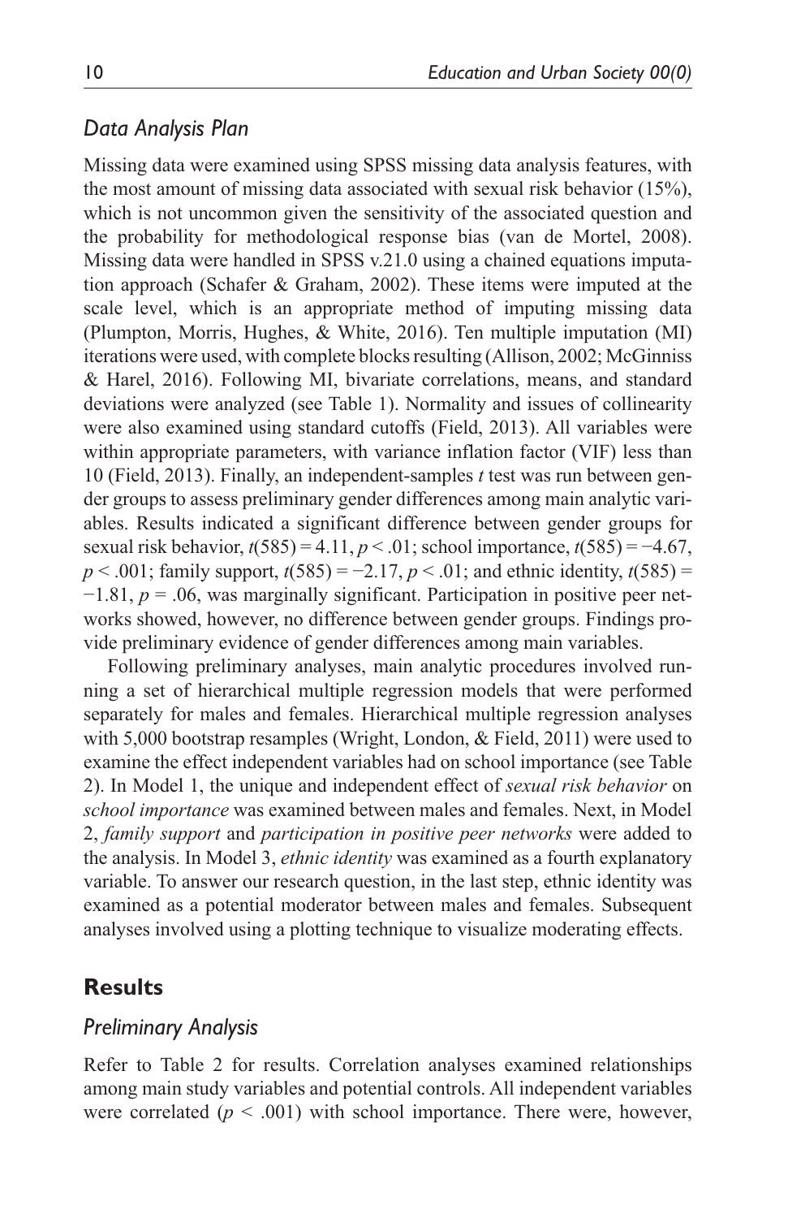### Data Analysis Plan

Missing data were examined using SPSS missing data analysis features, with the most amount of missing data associated with sexual risk behavior (15%), which is not uncommon given the sensitivity of the associated question and the probability for methodological response bias (van de Mortel, 2008). Missing data were handled in SPSS v.21.0 using a chained equations imputation approach (Schafer & Graham, 2002). These items were imputed at the scale level, which is an appropriate method of imputing missing data (Plumpton, Morris, Hughes, & White, 2016). Ten multiple imputation (MI) iterations were used, with complete blocks resulting (Allison, 2002; McGinniss & Harel, 2016). Following MI, bivariate correlations, means, and standard deviations were analyzed (see Table 1). Normality and issues of collinearity were also examined using standard cutoffs (Field, 2013). All variables were within appropriate parameters, with variance inflation factor (VIF) less than 10 (Field, 2013). Finally, an independent-samples $t$ test was run between gender groups to assess preliminary gender differences among main analytic variables. Results indicated a significant difference between gender groups for sexual risk behavior, $t(585) = 4.11$, $p < .01$; school importance, $t(585) = -4.67$, $p < .001$; family support, $t(585) = -2.17$, $p < .01$; and ethnic identity, $t(585) = -1.81$, $p = .06$, was marginally significant. Participation in positive peer networks showed, however, no difference between gender groups. Findings provide preliminary evidence of gender differences among main variables.

Following preliminary analyses, main analytic procedures involved running a set of hierarchical multiple regression models that were performed separately for males and females. Hierarchical multiple regression analyses with 5,000 bootstrap resamples (Wright, London, & Field, 2011) were used to examine the effect independent variables had on school importance (see Table 2). In Model 1, the unique and independent effect of *sexual risk behavior* on *school importance* was examined between males and females. Next, in Model 2, *family support* and *participation in positive peer networks* were added to the analysis. In Model 3, *ethnic identity* was examined as a fourth explanatory variable. To answer our research question, in the last step, ethnic identity was examined as a potential moderator between males and females. Subsequent analyses involved using a plotting technique to visualize moderating effects.

## Results

### Preliminary Analysis

Refer to Table 2 for results. Correlation analyses examined relationships among main study variables and potential controls. All independent variables were correlated ($p < .001$) with school importance. There were, however,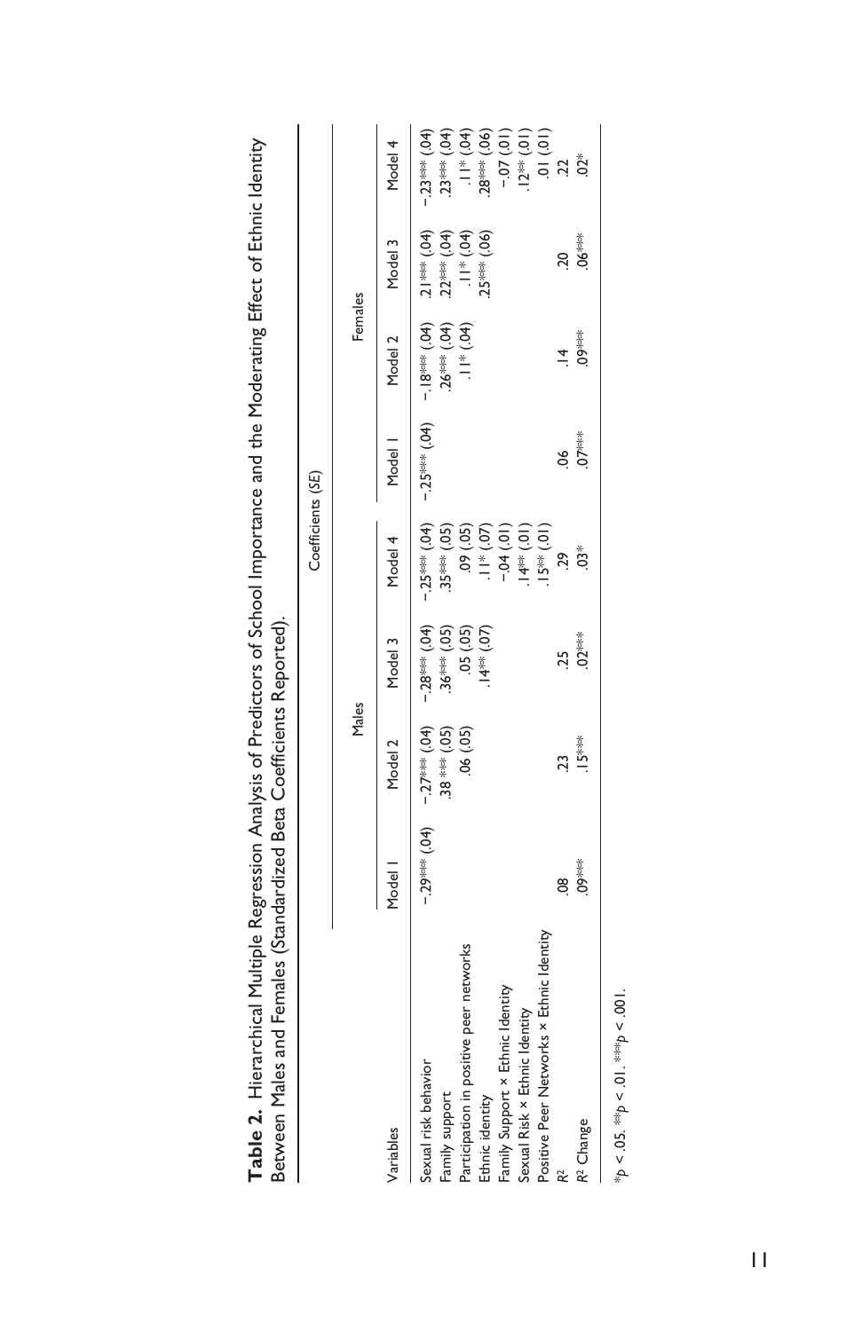**Table 2.** Hierarchical Multiple Regression Analysis of Predictors of School Importance and the Moderating Effect of Ethnic Identity Between Males and Females (Standardized Beta Coefficients Reported).

| | Coefficients (*SE*) | | | | | | | |
|---|---|---|---|---|---|---|---|---|
| | Males | | | | Females | | | |
| Variables | Model 1 | Model 2 | Model 3 | Model 4 | Model 1 | Model 2 | Model 3 | Model 4 |
| Sexual risk behavior | −.29*** (.04) | −.27*** (.04) | −.28*** (.04) | −.25*** (.04) | −.25*** (.04) | −.18*** (.04) | .21*** (.04) | −.23*** (.04) |
| Family support | | .38 *** (.05) | .36*** (.05) | .35*** (.05) | | .26*** (.04) | .22*** (.04) | .23*** (.04) |
| Participation in positive peer networks | | .06 (.05) | .05 (.05) | .09 (.05) | | .11* (.04) | .11* (.04) | .11* (.04) |
| Ethnic identity | | | .14** (.07) | .11* (.07) | | | .25*** (.06) | .28*** (.06) |
| Family Support × Ethnic Identity | | | | −.04 (.01) | | | | −.07 (.01) |
| Sexual Risk × Ethnic Identity | | | | .14** (.01) | | | | .12** (.01) |
| Positive Peer Networks × Ethnic Identity | | | | .15** (.01) | | | | .01 (.01) |
| $R^2$ | .08 | .23 | .25 | .29 | .06 | .14 | .20 | .22 |
| $R^2$ Change | .09*** | .15*** | .02*** | .03* | .07*** | .09*** | .06*** | .02* |

*$p < .05$. **$p < .01$. ***$p < .001$.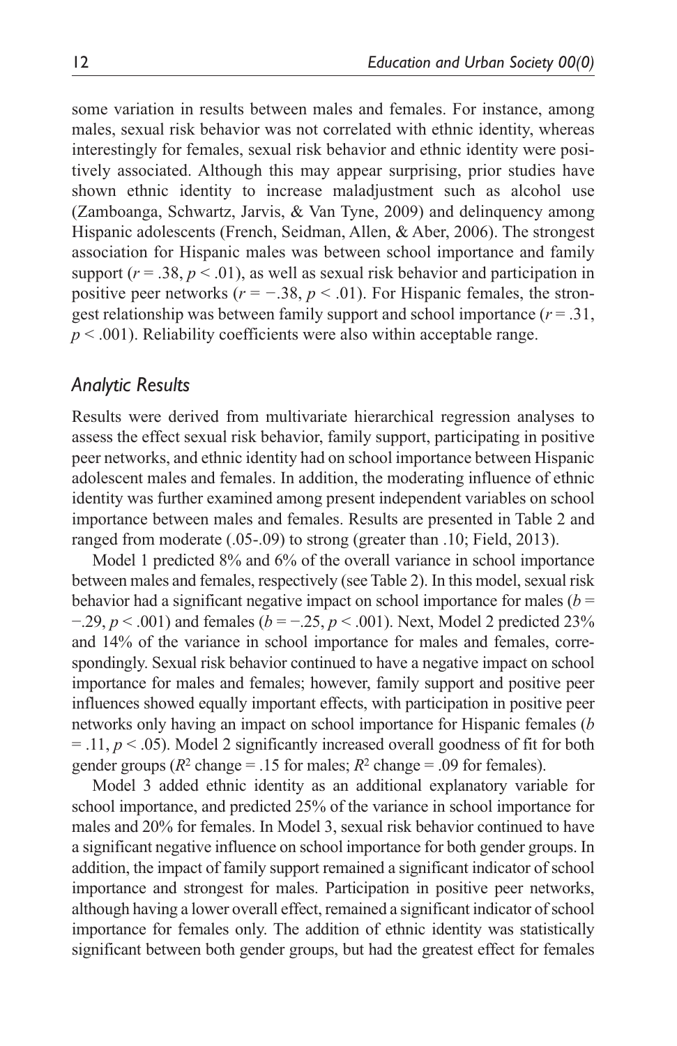some variation in results between males and females. For instance, among males, sexual risk behavior was not correlated with ethnic identity, whereas interestingly for females, sexual risk behavior and ethnic identity were positively associated. Although this may appear surprising, prior studies have shown ethnic identity to increase maladjustment such as alcohol use (Zamboanga, Schwartz, Jarvis, & Van Tyne, 2009) and delinquency among Hispanic adolescents (French, Seidman, Allen, & Aber, 2006). The strongest association for Hispanic males was between school importance and family support ($r = .38$, $p < .01$), as well as sexual risk behavior and participation in positive peer networks ($r = -.38$, $p < .01$). For Hispanic females, the strongest relationship was between family support and school importance ($r = .31$, $p < .001$). Reliability coefficients were also within acceptable range.

## *Analytic Results*

Results were derived from multivariate hierarchical regression analyses to assess the effect sexual risk behavior, family support, participating in positive peer networks, and ethnic identity had on school importance between Hispanic adolescent males and females. In addition, the moderating influence of ethnic identity was further examined among present independent variables on school importance between males and females. Results are presented in Table 2 and ranged from moderate (.05-.09) to strong (greater than .10; Field, 2013).

Model 1 predicted 8% and 6% of the overall variance in school importance between males and females, respectively (see Table 2). In this model, sexual risk behavior had a significant negative impact on school importance for males ($b = -.29$, $p < .001$) and females ($b = -.25$, $p < .001$). Next, Model 2 predicted 23% and 14% of the variance in school importance for males and females, correspondingly. Sexual risk behavior continued to have a negative impact on school importance for males and females; however, family support and positive peer influences showed equally important effects, with participation in positive peer networks only having an impact on school importance for Hispanic females ($b = .11$, $p < .05$). Model 2 significantly increased overall goodness of fit for both gender groups ($R^2$ change = .15 for males; $R^2$ change = .09 for females).

Model 3 added ethnic identity as an additional explanatory variable for school importance, and predicted 25% of the variance in school importance for males and 20% for females. In Model 3, sexual risk behavior continued to have a significant negative influence on school importance for both gender groups. In addition, the impact of family support remained a significant indicator of school importance and strongest for males. Participation in positive peer networks, although having a lower overall effect, remained a significant indicator of school importance for females only. The addition of ethnic identity was statistically significant between both gender groups, but had the greatest effect for females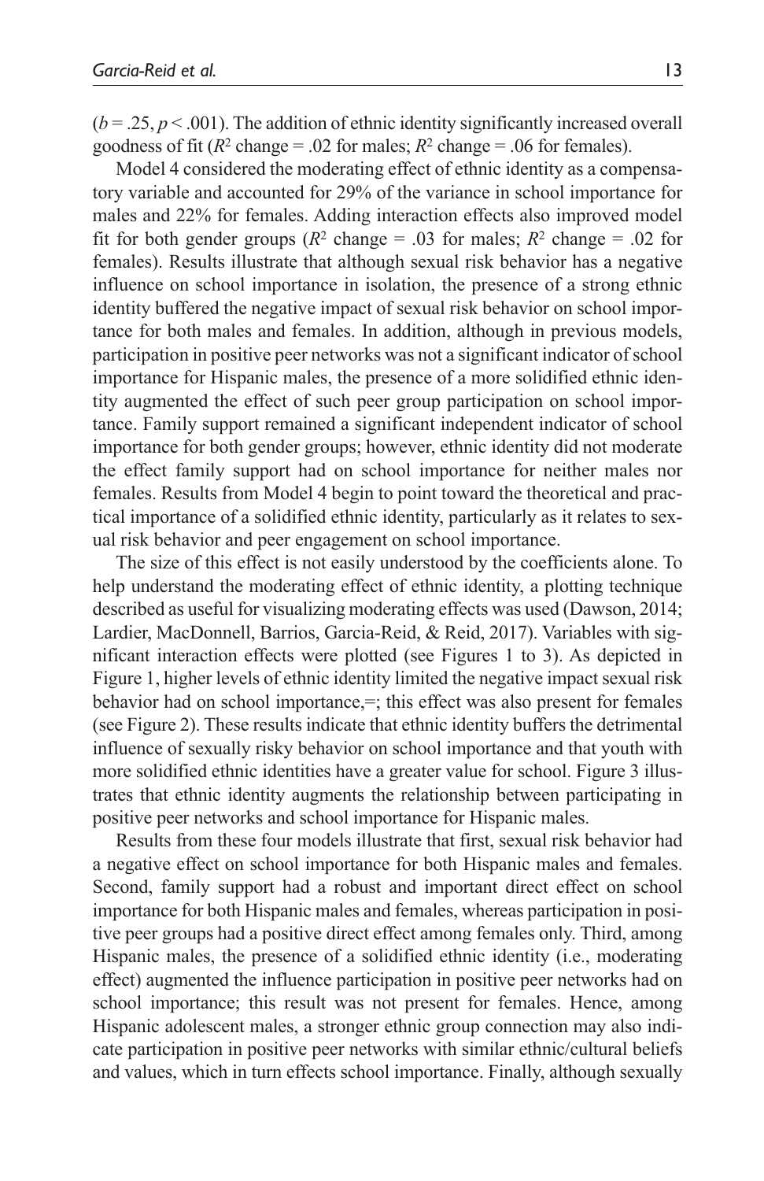($b = .25$, $p < .001$). The addition of ethnic identity significantly increased overall goodness of fit ($R^2$ change = .02 for males; $R^2$ change = .06 for females).

Model 4 considered the moderating effect of ethnic identity as a compensatory variable and accounted for 29% of the variance in school importance for males and 22% for females. Adding interaction effects also improved model fit for both gender groups ($R^2$ change = .03 for males; $R^2$ change = .02 for females). Results illustrate that although sexual risk behavior has a negative influence on school importance in isolation, the presence of a strong ethnic identity buffered the negative impact of sexual risk behavior on school importance for both males and females. In addition, although in previous models, participation in positive peer networks was not a significant indicator of school importance for Hispanic males, the presence of a more solidified ethnic identity augmented the effect of such peer group participation on school importance. Family support remained a significant independent indicator of school importance for both gender groups; however, ethnic identity did not moderate the effect family support had on school importance for neither males nor females. Results from Model 4 begin to point toward the theoretical and practical importance of a solidified ethnic identity, particularly as it relates to sexual risk behavior and peer engagement on school importance.

The size of this effect is not easily understood by the coefficients alone. To help understand the moderating effect of ethnic identity, a plotting technique described as useful for visualizing moderating effects was used (Dawson, 2014; Lardier, MacDonnell, Barrios, Garcia-Reid, & Reid, 2017). Variables with significant interaction effects were plotted (see Figures 1 to 3). As depicted in Figure 1, higher levels of ethnic identity limited the negative impact sexual risk behavior had on school importance,=; this effect was also present for females (see Figure 2). These results indicate that ethnic identity buffers the detrimental influence of sexually risky behavior on school importance and that youth with more solidified ethnic identities have a greater value for school. Figure 3 illustrates that ethnic identity augments the relationship between participating in positive peer networks and school importance for Hispanic males.

Results from these four models illustrate that first, sexual risk behavior had a negative effect on school importance for both Hispanic males and females. Second, family support had a robust and important direct effect on school importance for both Hispanic males and females, whereas participation in positive peer groups had a positive direct effect among females only. Third, among Hispanic males, the presence of a solidified ethnic identity (i.e., moderating effect) augmented the influence participation in positive peer networks had on school importance; this result was not present for females. Hence, among Hispanic adolescent males, a stronger ethnic group connection may also indicate participation in positive peer networks with similar ethnic/cultural beliefs and values, which in turn effects school importance. Finally, although sexually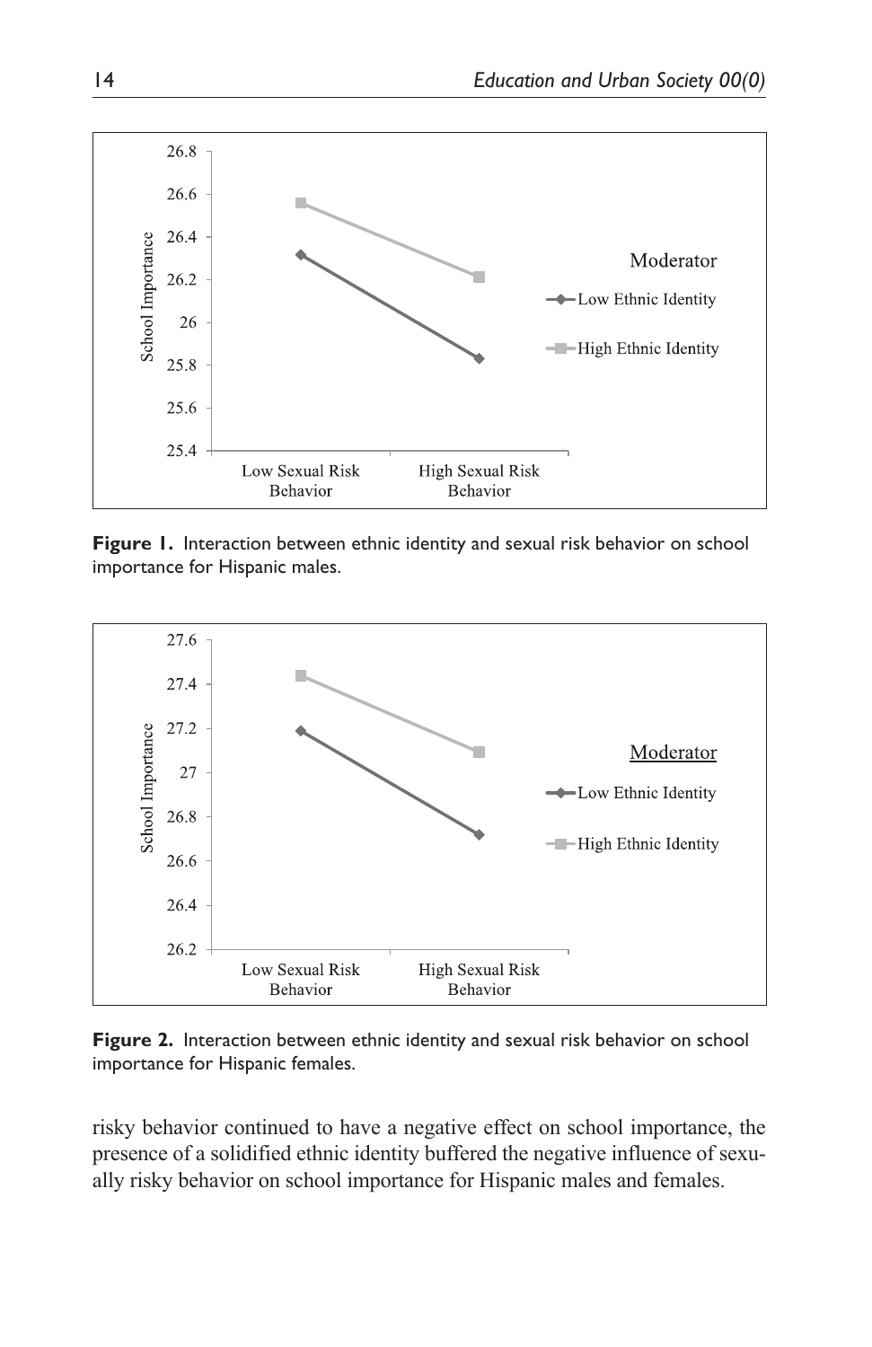**Figure 1.** Interaction between ethnic identity and sexual risk behavior on school importance for Hispanic males.

**Figure 2.** Interaction between ethnic identity and sexual risk behavior on school importance for Hispanic females.

risky behavior continued to have a negative effect on school importance, the presence of a solidified ethnic identity buffered the negative influence of sexually risky behavior on school importance for Hispanic males and females.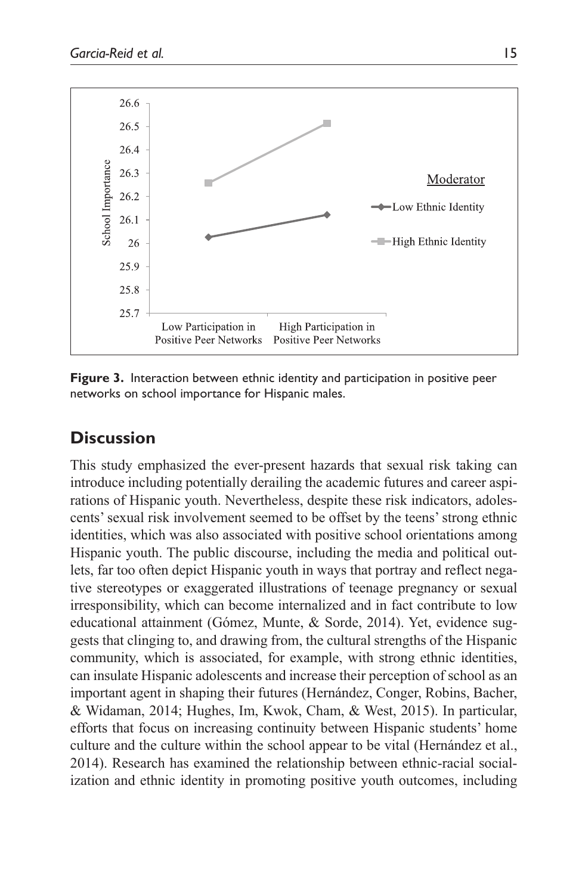**Figure 3.** Interaction between ethnic identity and participation in positive peer networks on school importance for Hispanic males.

## Discussion

This study emphasized the ever-present hazards that sexual risk taking can introduce including potentially derailing the academic futures and career aspirations of Hispanic youth. Nevertheless, despite these risk indicators, adolescents' sexual risk involvement seemed to be offset by the teens' strong ethnic identities, which was also associated with positive school orientations among Hispanic youth. The public discourse, including the media and political outlets, far too often depict Hispanic youth in ways that portray and reflect negative stereotypes or exaggerated illustrations of teenage pregnancy or sexual irresponsibility, which can become internalized and in fact contribute to low educational attainment (Gómez, Munte, & Sorde, 2014). Yet, evidence suggests that clinging to, and drawing from, the cultural strengths of the Hispanic community, which is associated, for example, with strong ethnic identities, can insulate Hispanic adolescents and increase their perception of school as an important agent in shaping their futures (Hernández, Conger, Robins, Bacher, & Widaman, 2014; Hughes, Im, Kwok, Cham, & West, 2015). In particular, efforts that focus on increasing continuity between Hispanic students' home culture and the culture within the school appear to be vital (Hernández et al., 2014). Research has examined the relationship between ethnic-racial socialization and ethnic identity in promoting positive youth outcomes, including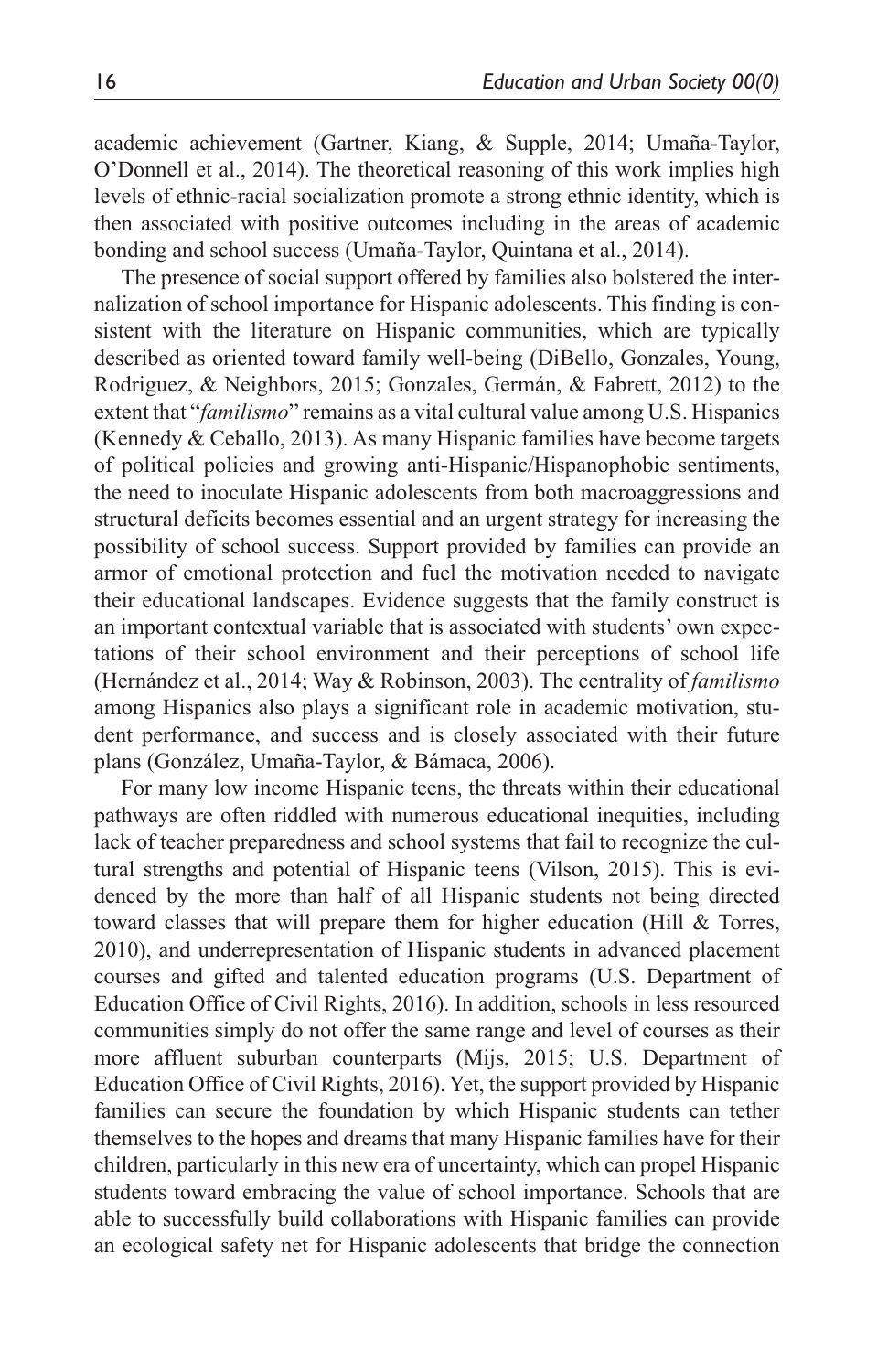academic achievement (Gartner, Kiang, & Supple, 2014; Umaña-Taylor, O'Donnell et al., 2014). The theoretical reasoning of this work implies high levels of ethnic-racial socialization promote a strong ethnic identity, which is then associated with positive outcomes including in the areas of academic bonding and school success (Umaña-Taylor, Quintana et al., 2014).

The presence of social support offered by families also bolstered the internalization of school importance for Hispanic adolescents. This finding is consistent with the literature on Hispanic communities, which are typically described as oriented toward family well-being (DiBello, Gonzales, Young, Rodriguez, & Neighbors, 2015; Gonzales, Germán, & Fabrett, 2012) to the extent that "*familismo*" remains as a vital cultural value among U.S. Hispanics (Kennedy & Ceballo, 2013). As many Hispanic families have become targets of political policies and growing anti-Hispanic/Hispanophobic sentiments, the need to inoculate Hispanic adolescents from both macroaggressions and structural deficits becomes essential and an urgent strategy for increasing the possibility of school success. Support provided by families can provide an armor of emotional protection and fuel the motivation needed to navigate their educational landscapes. Evidence suggests that the family construct is an important contextual variable that is associated with students' own expectations of their school environment and their perceptions of school life (Hernández et al., 2014; Way & Robinson, 2003). The centrality of *familismo* among Hispanics also plays a significant role in academic motivation, student performance, and success and is closely associated with their future plans (González, Umaña-Taylor, & Bámaca, 2006).

For many low income Hispanic teens, the threats within their educational pathways are often riddled with numerous educational inequities, including lack of teacher preparedness and school systems that fail to recognize the cultural strengths and potential of Hispanic teens (Vilson, 2015). This is evidenced by the more than half of all Hispanic students not being directed toward classes that will prepare them for higher education (Hill & Torres, 2010), and underrepresentation of Hispanic students in advanced placement courses and gifted and talented education programs (U.S. Department of Education Office of Civil Rights, 2016). In addition, schools in less resourced communities simply do not offer the same range and level of courses as their more affluent suburban counterparts (Mijs, 2015; U.S. Department of Education Office of Civil Rights, 2016). Yet, the support provided by Hispanic families can secure the foundation by which Hispanic students can tether themselves to the hopes and dreams that many Hispanic families have for their children, particularly in this new era of uncertainty, which can propel Hispanic students toward embracing the value of school importance. Schools that are able to successfully build collaborations with Hispanic families can provide an ecological safety net for Hispanic adolescents that bridge the connection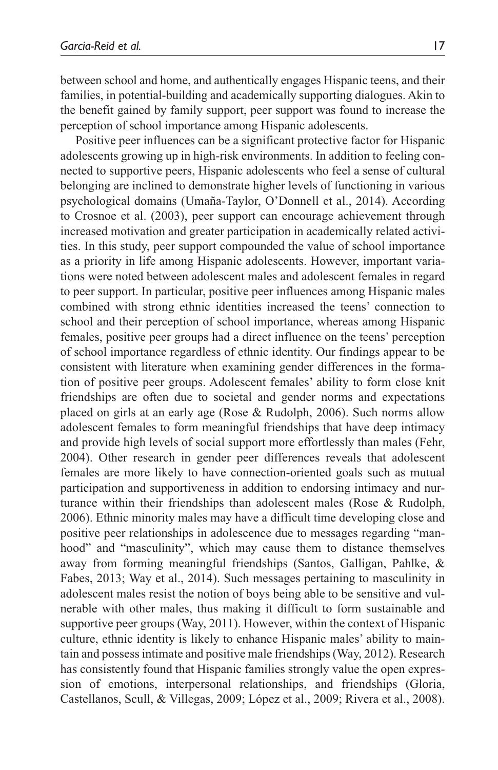between school and home, and authentically engages Hispanic teens, and their families, in potential-building and academically supporting dialogues. Akin to the benefit gained by family support, peer support was found to increase the perception of school importance among Hispanic adolescents.

Positive peer influences can be a significant protective factor for Hispanic adolescents growing up in high-risk environments. In addition to feeling connected to supportive peers, Hispanic adolescents who feel a sense of cultural belonging are inclined to demonstrate higher levels of functioning in various psychological domains (Umaña-Taylor, O'Donnell et al., 2014). According to Crosnoe et al. (2003), peer support can encourage achievement through increased motivation and greater participation in academically related activities. In this study, peer support compounded the value of school importance as a priority in life among Hispanic adolescents. However, important variations were noted between adolescent males and adolescent females in regard to peer support. In particular, positive peer influences among Hispanic males combined with strong ethnic identities increased the teens' connection to school and their perception of school importance, whereas among Hispanic females, positive peer groups had a direct influence on the teens' perception of school importance regardless of ethnic identity. Our findings appear to be consistent with literature when examining gender differences in the formation of positive peer groups. Adolescent females' ability to form close knit friendships are often due to societal and gender norms and expectations placed on girls at an early age (Rose & Rudolph, 2006). Such norms allow adolescent females to form meaningful friendships that have deep intimacy and provide high levels of social support more effortlessly than males (Fehr, 2004). Other research in gender peer differences reveals that adolescent females are more likely to have connection-oriented goals such as mutual participation and supportiveness in addition to endorsing intimacy and nurturance within their friendships than adolescent males (Rose & Rudolph, 2006). Ethnic minority males may have a difficult time developing close and positive peer relationships in adolescence due to messages regarding "manhood" and "masculinity", which may cause them to distance themselves away from forming meaningful friendships (Santos, Galligan, Pahlke, & Fabes, 2013; Way et al., 2014). Such messages pertaining to masculinity in adolescent males resist the notion of boys being able to be sensitive and vulnerable with other males, thus making it difficult to form sustainable and supportive peer groups (Way, 2011). However, within the context of Hispanic culture, ethnic identity is likely to enhance Hispanic males' ability to maintain and possess intimate and positive male friendships (Way, 2012). Research has consistently found that Hispanic families strongly value the open expression of emotions, interpersonal relationships, and friendships (Gloria, Castellanos, Scull, & Villegas, 2009; López et al., 2009; Rivera et al., 2008).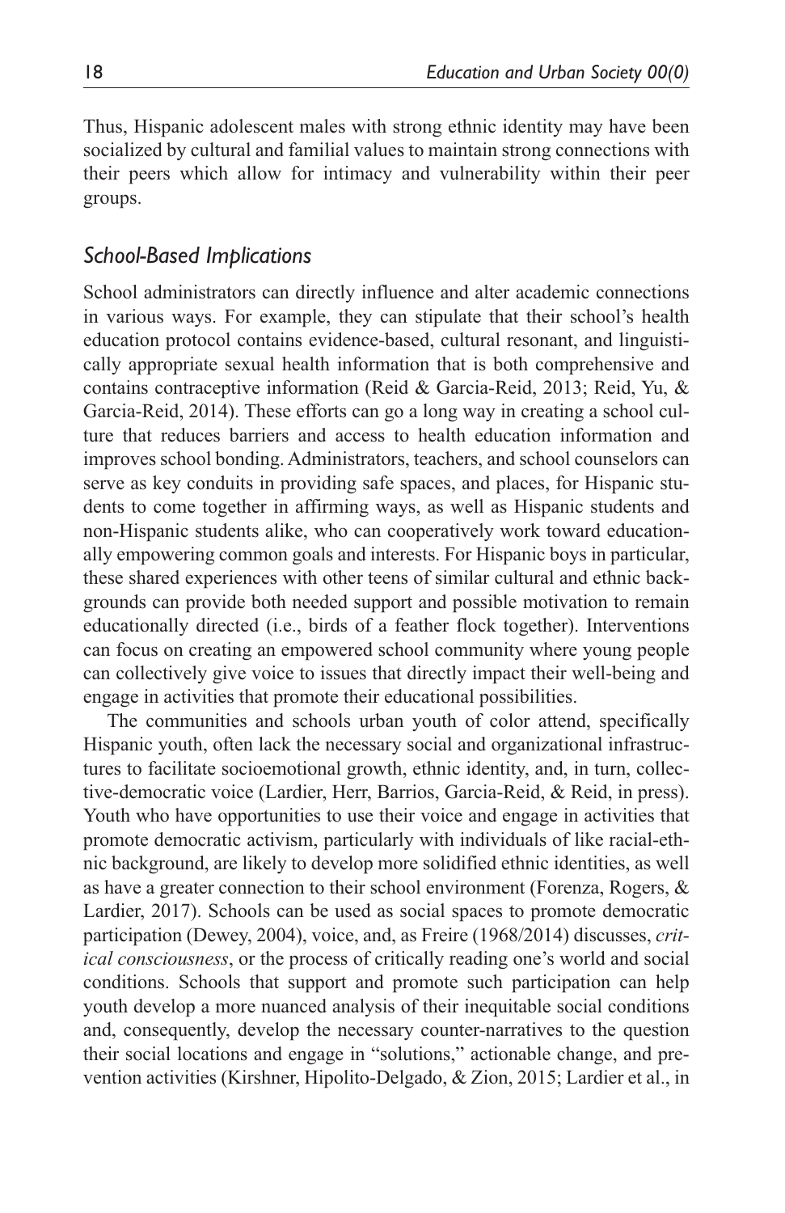Thus, Hispanic adolescent males with strong ethnic identity may have been socialized by cultural and familial values to maintain strong connections with their peers which allow for intimacy and vulnerability within their peer groups.

### *School-Based Implications*

School administrators can directly influence and alter academic connections in various ways. For example, they can stipulate that their school's health education protocol contains evidence-based, cultural resonant, and linguistically appropriate sexual health information that is both comprehensive and contains contraceptive information (Reid & Garcia-Reid, 2013; Reid, Yu, & Garcia-Reid, 2014). These efforts can go a long way in creating a school culture that reduces barriers and access to health education information and improves school bonding. Administrators, teachers, and school counselors can serve as key conduits in providing safe spaces, and places, for Hispanic students to come together in affirming ways, as well as Hispanic students and non-Hispanic students alike, who can cooperatively work toward educationally empowering common goals and interests. For Hispanic boys in particular, these shared experiences with other teens of similar cultural and ethnic backgrounds can provide both needed support and possible motivation to remain educationally directed (i.e., birds of a feather flock together). Interventions can focus on creating an empowered school community where young people can collectively give voice to issues that directly impact their well-being and engage in activities that promote their educational possibilities.

The communities and schools urban youth of color attend, specifically Hispanic youth, often lack the necessary social and organizational infrastructures to facilitate socioemotional growth, ethnic identity, and, in turn, collective-democratic voice (Lardier, Herr, Barrios, Garcia-Reid, & Reid, in press). Youth who have opportunities to use their voice and engage in activities that promote democratic activism, particularly with individuals of like racial-ethnic background, are likely to develop more solidified ethnic identities, as well as have a greater connection to their school environment (Forenza, Rogers, & Lardier, 2017). Schools can be used as social spaces to promote democratic participation (Dewey, 2004), voice, and, as Freire (1968/2014) discusses, *critical consciousness*, or the process of critically reading one's world and social conditions. Schools that support and promote such participation can help youth develop a more nuanced analysis of their inequitable social conditions and, consequently, develop the necessary counter-narratives to the question their social locations and engage in "solutions," actionable change, and prevention activities (Kirshner, Hipolito-Delgado, & Zion, 2015; Lardier et al., in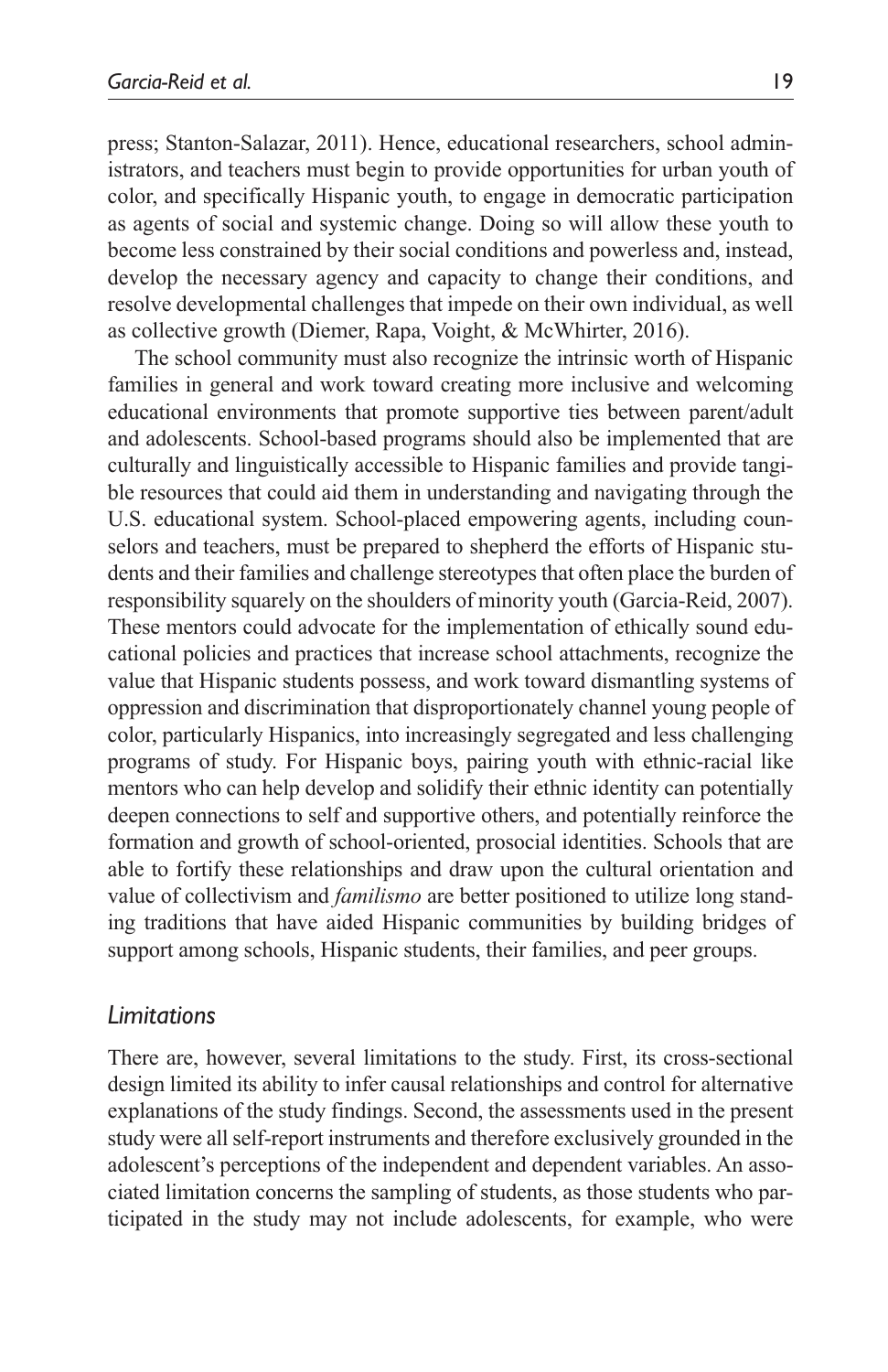press; Stanton-Salazar, 2011). Hence, educational researchers, school administrators, and teachers must begin to provide opportunities for urban youth of color, and specifically Hispanic youth, to engage in democratic participation as agents of social and systemic change. Doing so will allow these youth to become less constrained by their social conditions and powerless and, instead, develop the necessary agency and capacity to change their conditions, and resolve developmental challenges that impede on their own individual, as well as collective growth (Diemer, Rapa, Voight, & McWhirter, 2016).

The school community must also recognize the intrinsic worth of Hispanic families in general and work toward creating more inclusive and welcoming educational environments that promote supportive ties between parent/adult and adolescents. School-based programs should also be implemented that are culturally and linguistically accessible to Hispanic families and provide tangible resources that could aid them in understanding and navigating through the U.S. educational system. School-placed empowering agents, including counselors and teachers, must be prepared to shepherd the efforts of Hispanic students and their families and challenge stereotypes that often place the burden of responsibility squarely on the shoulders of minority youth (Garcia-Reid, 2007). These mentors could advocate for the implementation of ethically sound educational policies and practices that increase school attachments, recognize the value that Hispanic students possess, and work toward dismantling systems of oppression and discrimination that disproportionately channel young people of color, particularly Hispanics, into increasingly segregated and less challenging programs of study. For Hispanic boys, pairing youth with ethnic-racial like mentors who can help develop and solidify their ethnic identity can potentially deepen connections to self and supportive others, and potentially reinforce the formation and growth of school-oriented, prosocial identities. Schools that are able to fortify these relationships and draw upon the cultural orientation and value of collectivism and *familismo* are better positioned to utilize long standing traditions that have aided Hispanic communities by building bridges of support among schools, Hispanic students, their families, and peer groups.

### *Limitations*

There are, however, several limitations to the study. First, its cross-sectional design limited its ability to infer causal relationships and control for alternative explanations of the study findings. Second, the assessments used in the present study were all self-report instruments and therefore exclusively grounded in the adolescent's perceptions of the independent and dependent variables. An associated limitation concerns the sampling of students, as those students who participated in the study may not include adolescents, for example, who were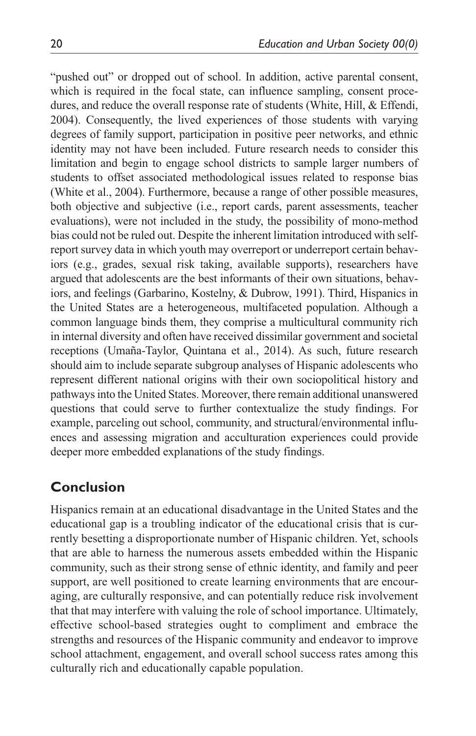"pushed out" or dropped out of school. In addition, active parental consent, which is required in the focal state, can influence sampling, consent procedures, and reduce the overall response rate of students (White, Hill, & Effendi, 2004). Consequently, the lived experiences of those students with varying degrees of family support, participation in positive peer networks, and ethnic identity may not have been included. Future research needs to consider this limitation and begin to engage school districts to sample larger numbers of students to offset associated methodological issues related to response bias (White et al., 2004). Furthermore, because a range of other possible measures, both objective and subjective (i.e., report cards, parent assessments, teacher evaluations), were not included in the study, the possibility of mono-method bias could not be ruled out. Despite the inherent limitation introduced with self-report survey data in which youth may overreport or underreport certain behaviors (e.g., grades, sexual risk taking, available supports), researchers have argued that adolescents are the best informants of their own situations, behaviors, and feelings (Garbarino, Kostelny, & Dubrow, 1991). Third, Hispanics in the United States are a heterogeneous, multifaceted population. Although a common language binds them, they comprise a multicultural community rich in internal diversity and often have received dissimilar government and societal receptions (Umaña-Taylor, Quintana et al., 2014). As such, future research should aim to include separate subgroup analyses of Hispanic adolescents who represent different national origins with their own sociopolitical history and pathways into the United States. Moreover, there remain additional unanswered questions that could serve to further contextualize the study findings. For example, parceling out school, community, and structural/environmental influences and assessing migration and acculturation experiences could provide deeper more embedded explanations of the study findings.

## Conclusion

Hispanics remain at an educational disadvantage in the United States and the educational gap is a troubling indicator of the educational crisis that is currently besetting a disproportionate number of Hispanic children. Yet, schools that are able to harness the numerous assets embedded within the Hispanic community, such as their strong sense of ethnic identity, and family and peer support, are well positioned to create learning environments that are encouraging, are culturally responsive, and can potentially reduce risk involvement that that may interfere with valuing the role of school importance. Ultimately, effective school-based strategies ought to compliment and embrace the strengths and resources of the Hispanic community and endeavor to improve school attachment, engagement, and overall school success rates among this culturally rich and educationally capable population.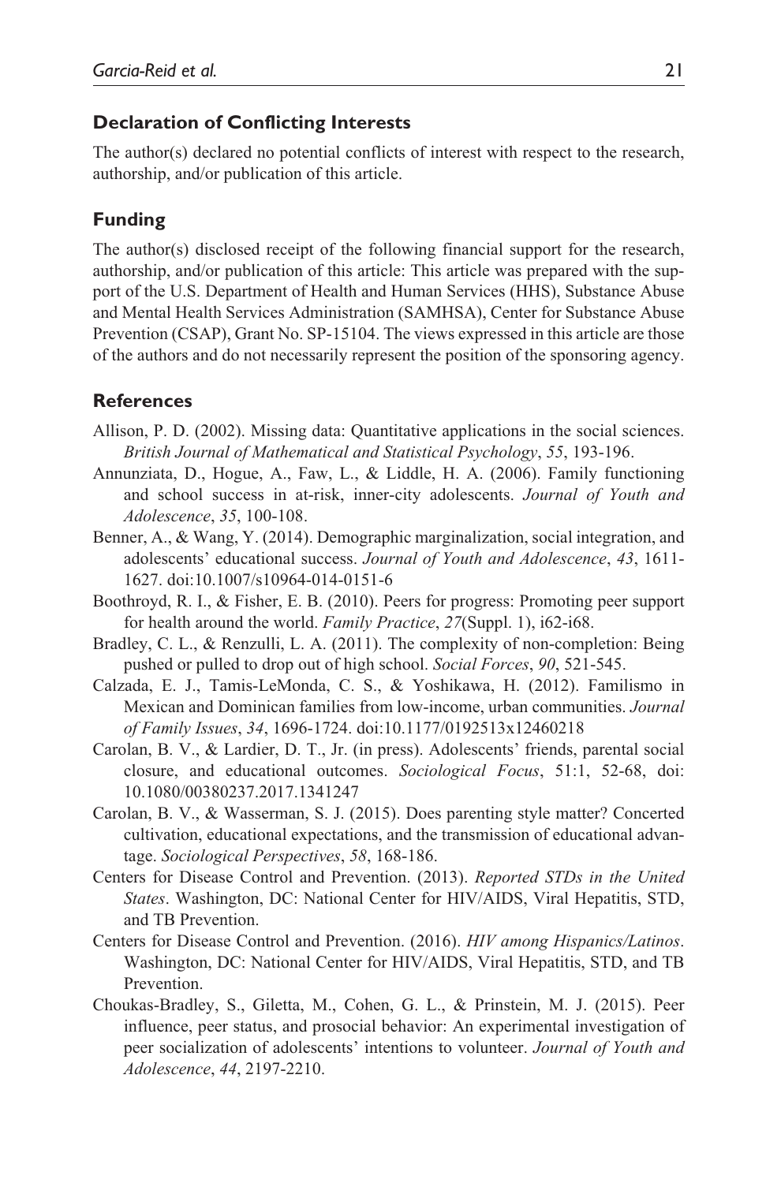## Declaration of Conflicting Interests

The author(s) declared no potential conflicts of interest with respect to the research, authorship, and/or publication of this article.

## Funding

The author(s) disclosed receipt of the following financial support for the research, authorship, and/or publication of this article: This article was prepared with the support of the U.S. Department of Health and Human Services (HHS), Substance Abuse and Mental Health Services Administration (SAMHSA), Center for Substance Abuse Prevention (CSAP), Grant No. SP-15104. The views expressed in this article are those of the authors and do not necessarily represent the position of the sponsoring agency.

## References

Allison, P. D. (2002). Missing data: Quantitative applications in the social sciences. *British Journal of Mathematical and Statistical Psychology*, *55*, 193-196.

Annunziata, D., Hogue, A., Faw, L., & Liddle, H. A. (2006). Family functioning and school success in at-risk, inner-city adolescents. *Journal of Youth and Adolescence*, *35*, 100-108.

Benner, A., & Wang, Y. (2014). Demographic marginalization, social integration, and adolescents' educational success. *Journal of Youth and Adolescence*, *43*, 1611-1627. doi:10.1007/s10964-014-0151-6

Boothroyd, R. I., & Fisher, E. B. (2010). Peers for progress: Promoting peer support for health around the world. *Family Practice*, *27*(Suppl. 1), i62-i68.

Bradley, C. L., & Renzulli, L. A. (2011). The complexity of non-completion: Being pushed or pulled to drop out of high school. *Social Forces*, *90*, 521-545.

Calzada, E. J., Tamis-LeMonda, C. S., & Yoshikawa, H. (2012). Familismo in Mexican and Dominican families from low-income, urban communities. *Journal of Family Issues*, *34*, 1696-1724. doi:10.1177/0192513x12460218

Carolan, B. V., & Lardier, D. T., Jr. (in press). Adolescents' friends, parental social closure, and educational outcomes. *Sociological Focus*, 51:1, 52-68, doi: 10.1080/00380237.2017.1341247

Carolan, B. V., & Wasserman, S. J. (2015). Does parenting style matter? Concerted cultivation, educational expectations, and the transmission of educational advantage. *Sociological Perspectives*, *58*, 168-186.

Centers for Disease Control and Prevention. (2013). *Reported STDs in the United States*. Washington, DC: National Center for HIV/AIDS, Viral Hepatitis, STD, and TB Prevention.

Centers for Disease Control and Prevention. (2016). *HIV among Hispanics/Latinos*. Washington, DC: National Center for HIV/AIDS, Viral Hepatitis, STD, and TB Prevention.

Choukas-Bradley, S., Giletta, M., Cohen, G. L., & Prinstein, M. J. (2015). Peer influence, peer status, and prosocial behavior: An experimental investigation of peer socialization of adolescents' intentions to volunteer. *Journal of Youth and Adolescence*, *44*, 2197-2210.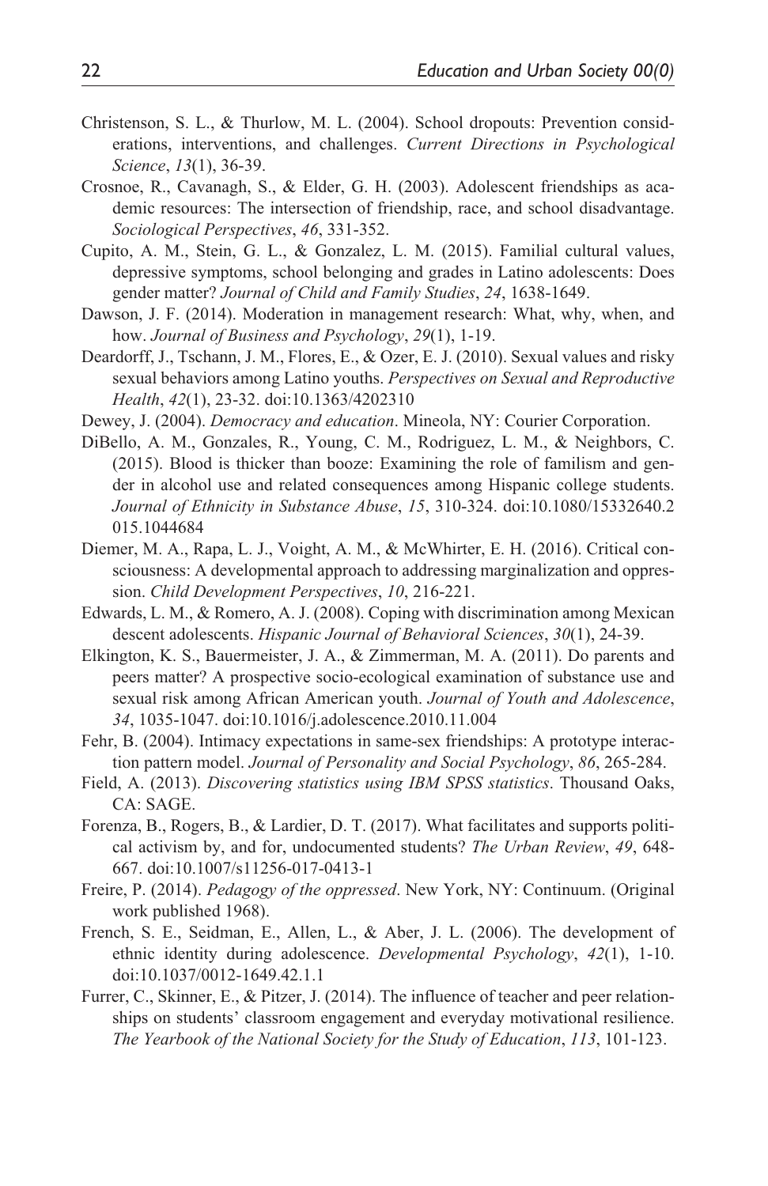Christenson, S. L., & Thurlow, M. L. (2004). School dropouts: Prevention considerations, interventions, and challenges. *Current Directions in Psychological Science*, *13*(1), 36-39.

Crosnoe, R., Cavanagh, S., & Elder, G. H. (2003). Adolescent friendships as academic resources: The intersection of friendship, race, and school disadvantage. *Sociological Perspectives*, *46*, 331-352.

Cupito, A. M., Stein, G. L., & Gonzalez, L. M. (2015). Familial cultural values, depressive symptoms, school belonging and grades in Latino adolescents: Does gender matter? *Journal of Child and Family Studies*, *24*, 1638-1649.

Dawson, J. F. (2014). Moderation in management research: What, why, when, and how. *Journal of Business and Psychology*, *29*(1), 1-19.

Deardorff, J., Tschann, J. M., Flores, E., & Ozer, E. J. (2010). Sexual values and risky sexual behaviors among Latino youths. *Perspectives on Sexual and Reproductive Health*, *42*(1), 23-32. doi:10.1363/4202310

Dewey, J. (2004). *Democracy and education*. Mineola, NY: Courier Corporation.

DiBello, A. M., Gonzales, R., Young, C. M., Rodriguez, L. M., & Neighbors, C. (2015). Blood is thicker than booze: Examining the role of familism and gender in alcohol use and related consequences among Hispanic college students. *Journal of Ethnicity in Substance Abuse*, *15*, 310-324. doi:10.1080/15332640.2015.1044684

Diemer, M. A., Rapa, L. J., Voight, A. M., & McWhirter, E. H. (2016). Critical consciousness: A developmental approach to addressing marginalization and oppression. *Child Development Perspectives*, *10*, 216-221.

Edwards, L. M., & Romero, A. J. (2008). Coping with discrimination among Mexican descent adolescents. *Hispanic Journal of Behavioral Sciences*, *30*(1), 24-39.

Elkington, K. S., Bauermeister, J. A., & Zimmerman, M. A. (2011). Do parents and peers matter? A prospective socio-ecological examination of substance use and sexual risk among African American youth. *Journal of Youth and Adolescence*, *34*, 1035-1047. doi:10.1016/j.adolescence.2010.11.004

Fehr, B. (2004). Intimacy expectations in same-sex friendships: A prototype interaction pattern model. *Journal of Personality and Social Psychology*, *86*, 265-284.

Field, A. (2013). *Discovering statistics using IBM SPSS statistics*. Thousand Oaks, CA: SAGE.

Forenza, B., Rogers, B., & Lardier, D. T. (2017). What facilitates and supports political activism by, and for, undocumented students? *The Urban Review*, *49*, 648-667. doi:10.1007/s11256-017-0413-1

Freire, P. (2014). *Pedagogy of the oppressed*. New York, NY: Continuum. (Original work published 1968).

French, S. E., Seidman, E., Allen, L., & Aber, J. L. (2006). The development of ethnic identity during adolescence. *Developmental Psychology*, *42*(1), 1-10. doi:10.1037/0012-1649.42.1.1

Furrer, C., Skinner, E., & Pitzer, J. (2014). The influence of teacher and peer relationships on students' classroom engagement and everyday motivational resilience. *The Yearbook of the National Society for the Study of Education*, *113*, 101-123.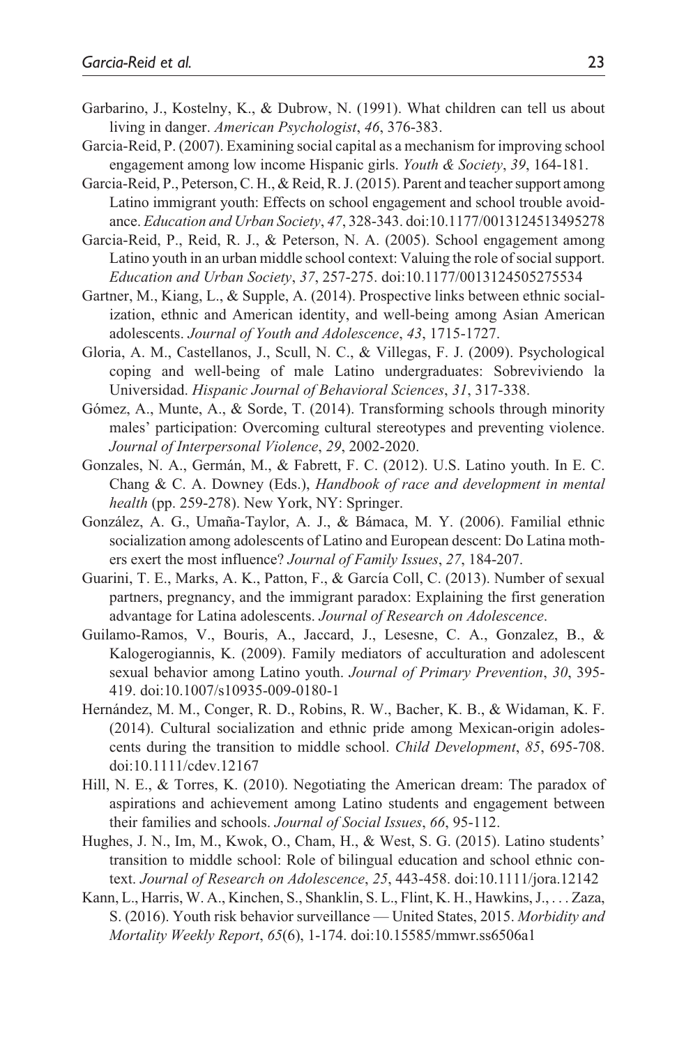Garbarino, J., Kostelny, K., & Dubrow, N. (1991). What children can tell us about living in danger. *American Psychologist*, *46*, 376-383.

Garcia-Reid, P. (2007). Examining social capital as a mechanism for improving school engagement among low income Hispanic girls. *Youth & Society*, *39*, 164-181.

Garcia-Reid, P., Peterson, C. H., & Reid, R. J. (2015). Parent and teacher support among Latino immigrant youth: Effects on school engagement and school trouble avoidance. *Education and Urban Society*, *47*, 328-343. doi:10.1177/0013124513495278

Garcia-Reid, P., Reid, R. J., & Peterson, N. A. (2005). School engagement among Latino youth in an urban middle school context: Valuing the role of social support. *Education and Urban Society*, *37*, 257-275. doi:10.1177/0013124505275534

Gartner, M., Kiang, L., & Supple, A. (2014). Prospective links between ethnic socialization, ethnic and American identity, and well-being among Asian American adolescents. *Journal of Youth and Adolescence*, *43*, 1715-1727.

Gloria, A. M., Castellanos, J., Scull, N. C., & Villegas, F. J. (2009). Psychological coping and well-being of male Latino undergraduates: Sobreviviendo la Universidad. *Hispanic Journal of Behavioral Sciences*, *31*, 317-338.

Gómez, A., Munte, A., & Sorde, T. (2014). Transforming schools through minority males' participation: Overcoming cultural stereotypes and preventing violence. *Journal of Interpersonal Violence*, *29*, 2002-2020.

Gonzales, N. A., Germán, M., & Fabrett, F. C. (2012). U.S. Latino youth. In E. C. Chang & C. A. Downey (Eds.), *Handbook of race and development in mental health* (pp. 259-278). New York, NY: Springer.

González, A. G., Umaña-Taylor, A. J., & Bámaca, M. Y. (2006). Familial ethnic socialization among adolescents of Latino and European descent: Do Latina mothers exert the most influence? *Journal of Family Issues*, *27*, 184-207.

Guarini, T. E., Marks, A. K., Patton, F., & García Coll, C. (2013). Number of sexual partners, pregnancy, and the immigrant paradox: Explaining the first generation advantage for Latina adolescents. *Journal of Research on Adolescence*.

Guilamo-Ramos, V., Bouris, A., Jaccard, J., Lesesne, C. A., Gonzalez, B., & Kalogerogiannis, K. (2009). Family mediators of acculturation and adolescent sexual behavior among Latino youth. *Journal of Primary Prevention*, *30*, 395-419. doi:10.1007/s10935-009-0180-1

Hernández, M. M., Conger, R. D., Robins, R. W., Bacher, K. B., & Widaman, K. F. (2014). Cultural socialization and ethnic pride among Mexican-origin adolescents during the transition to middle school. *Child Development*, *85*, 695-708. doi:10.1111/cdev.12167

Hill, N. E., & Torres, K. (2010). Negotiating the American dream: The paradox of aspirations and achievement among Latino students and engagement between their families and schools. *Journal of Social Issues*, *66*, 95-112.

Hughes, J. N., Im, M., Kwok, O., Cham, H., & West, S. G. (2015). Latino students' transition to middle school: Role of bilingual education and school ethnic context. *Journal of Research on Adolescence*, *25*, 443-458. doi:10.1111/jora.12142

Kann, L., Harris, W. A., Kinchen, S., Shanklin, S. L., Flint, K. H., Hawkins, J., . . . Zaza, S. (2016). Youth risk behavior surveillance — United States, 2015. *Morbidity and Mortality Weekly Report*, *65*(6), 1-174. doi:10.15585/mmwr.ss6506a1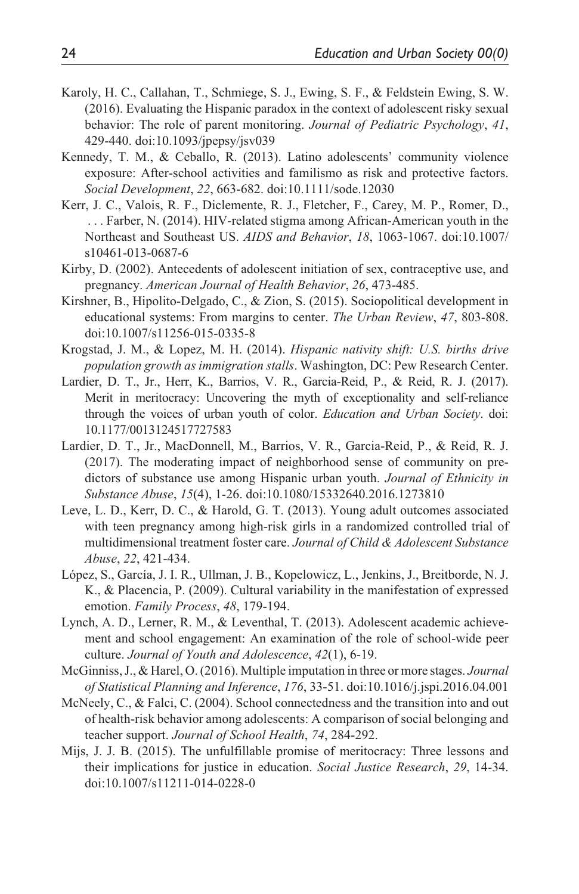Karoly, H. C., Callahan, T., Schmiege, S. J., Ewing, S. F., & Feldstein Ewing, S. W. (2016). Evaluating the Hispanic paradox in the context of adolescent risky sexual behavior: The role of parent monitoring. *Journal of Pediatric Psychology*, *41*, 429-440. doi:10.1093/jpepsy/jsv039

Kennedy, T. M., & Ceballo, R. (2013). Latino adolescents' community violence exposure: After-school activities and familismo as risk and protective factors. *Social Development*, *22*, 663-682. doi:10.1111/sode.12030

Kerr, J. C., Valois, R. F., Diclemente, R. J., Fletcher, F., Carey, M. P., Romer, D., . . . Farber, N. (2014). HIV-related stigma among African-American youth in the Northeast and Southeast US. *AIDS and Behavior*, *18*, 1063-1067. doi:10.1007/s10461-013-0687-6

Kirby, D. (2002). Antecedents of adolescent initiation of sex, contraceptive use, and pregnancy. *American Journal of Health Behavior*, *26*, 473-485.

Kirshner, B., Hipolito-Delgado, C., & Zion, S. (2015). Sociopolitical development in educational systems: From margins to center. *The Urban Review*, *47*, 803-808. doi:10.1007/s11256-015-0335-8

Krogstad, J. M., & Lopez, M. H. (2014). *Hispanic nativity shift: U.S. births drive population growth as immigration stalls*. Washington, DC: Pew Research Center.

Lardier, D. T., Jr., Herr, K., Barrios, V. R., Garcia-Reid, P., & Reid, R. J. (2017). Merit in meritocracy: Uncovering the myth of exceptionality and self-reliance through the voices of urban youth of color. *Education and Urban Society*. doi:10.1177/0013124517727583

Lardier, D. T., Jr., MacDonnell, M., Barrios, V. R., Garcia-Reid, P., & Reid, R. J. (2017). The moderating impact of neighborhood sense of community on predictors of substance use among Hispanic urban youth. *Journal of Ethnicity in Substance Abuse*, *15*(4), 1-26. doi:10.1080/15332640.2016.1273810

Leve, L. D., Kerr, D. C., & Harold, G. T. (2013). Young adult outcomes associated with teen pregnancy among high-risk girls in a randomized controlled trial of multidimensional treatment foster care. *Journal of Child & Adolescent Substance Abuse*, *22*, 421-434.

López, S., García, J. I. R., Ullman, J. B., Kopelowicz, L., Jenkins, J., Breitborde, N. J. K., & Placencia, P. (2009). Cultural variability in the manifestation of expressed emotion. *Family Process*, *48*, 179-194.

Lynch, A. D., Lerner, R. M., & Leventhal, T. (2013). Adolescent academic achievement and school engagement: An examination of the role of school-wide peer culture. *Journal of Youth and Adolescence*, *42*(1), 6-19.

McGinniss, J., & Harel, O. (2016). Multiple imputation in three or more stages. *Journal of Statistical Planning and Inference*, *176*, 33-51. doi:10.1016/j.jspi.2016.04.001

McNeely, C., & Falci, C. (2004). School connectedness and the transition into and out of health-risk behavior among adolescents: A comparison of social belonging and teacher support. *Journal of School Health*, *74*, 284-292.

Mijs, J. J. B. (2015). The unfulfillable promise of meritocracy: Three lessons and their implications for justice in education. *Social Justice Research*, *29*, 14-34. doi:10.1007/s11211-014-0228-0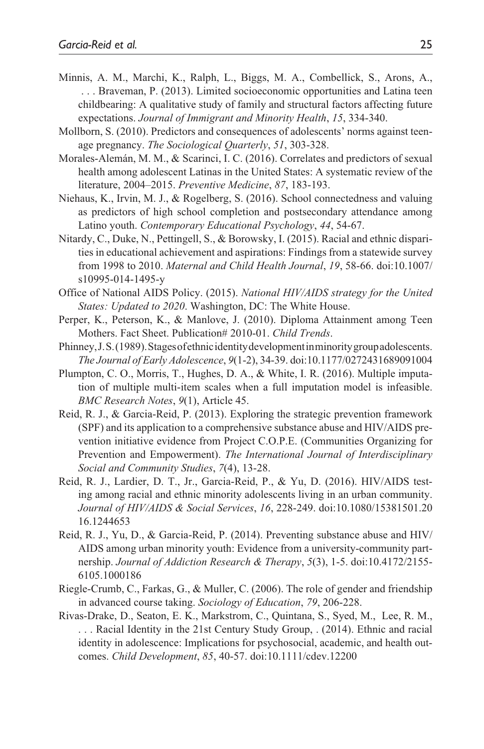Minnis, A. M., Marchi, K., Ralph, L., Biggs, M. A., Combellick, S., Arons, A., . . . Braveman, P. (2013). Limited socioeconomic opportunities and Latina teen childbearing: A qualitative study of family and structural factors affecting future expectations. *Journal of Immigrant and Minority Health*, *15*, 334-340.

Mollborn, S. (2010). Predictors and consequences of adolescents' norms against teenage pregnancy. *The Sociological Quarterly*, *51*, 303-328.

Morales-Alemán, M. M., & Scarinci, I. C. (2016). Correlates and predictors of sexual health among adolescent Latinas in the United States: A systematic review of the literature, 2004–2015. *Preventive Medicine*, *87*, 183-193.

Niehaus, K., Irvin, M. J., & Rogelberg, S. (2016). School connectedness and valuing as predictors of high school completion and postsecondary attendance among Latino youth. *Contemporary Educational Psychology*, *44*, 54-67.

Nitardy, C., Duke, N., Pettingell, S., & Borowsky, I. (2015). Racial and ethnic disparities in educational achievement and aspirations: Findings from a statewide survey from 1998 to 2010. *Maternal and Child Health Journal*, *19*, 58-66. doi:10.1007/s10995-014-1495-y

Office of National AIDS Policy. (2015). *National HIV/AIDS strategy for the United States: Updated to 2020*. Washington, DC: The White House.

Perper, K., Peterson, K., & Manlove, J. (2010). Diploma Attainment among Teen Mothers. Fact Sheet. Publication# 2010-01. *Child Trends*.

Phinney, J. S. (1989). Stages of ethnic identity development in minority group adolescents. *The Journal of Early Adolescence*, *9*(1-2), 34-39. doi:10.1177/0272431689091004

Plumpton, C. O., Morris, T., Hughes, D. A., & White, I. R. (2016). Multiple imputation of multiple multi-item scales when a full imputation model is infeasible. *BMC Research Notes*, *9*(1), Article 45.

Reid, R. J., & Garcia-Reid, P. (2013). Exploring the strategic prevention framework (SPF) and its application to a comprehensive substance abuse and HIV/AIDS prevention initiative evidence from Project C.O.P.E. (Communities Organizing for Prevention and Empowerment). *The International Journal of Interdisciplinary Social and Community Studies*, *7*(4), 13-28.

Reid, R. J., Lardier, D. T., Jr., Garcia-Reid, P., & Yu, D. (2016). HIV/AIDS testing among racial and ethnic minority adolescents living in an urban community. *Journal of HIV/AIDS & Social Services*, *16*, 228-249. doi:10.1080/15381501.2016.1244653

Reid, R. J., Yu, D., & Garcia-Reid, P. (2014). Preventing substance abuse and HIV/AIDS among urban minority youth: Evidence from a university-community partnership. *Journal of Addiction Research & Therapy*, *5*(3), 1-5. doi:10.4172/2155-6105.1000186

Riegle-Crumb, C., Farkas, G., & Muller, C. (2006). The role of gender and friendship in advanced course taking. *Sociology of Education*, *79*, 206-228.

Rivas-Drake, D., Seaton, E. K., Markstrom, C., Quintana, S., Syed, M., Lee, R. M., . . . Racial Identity in the 21st Century Study Group, . (2014). Ethnic and racial identity in adolescence: Implications for psychosocial, academic, and health outcomes. *Child Development*, *85*, 40-57. doi:10.1111/cdev.12200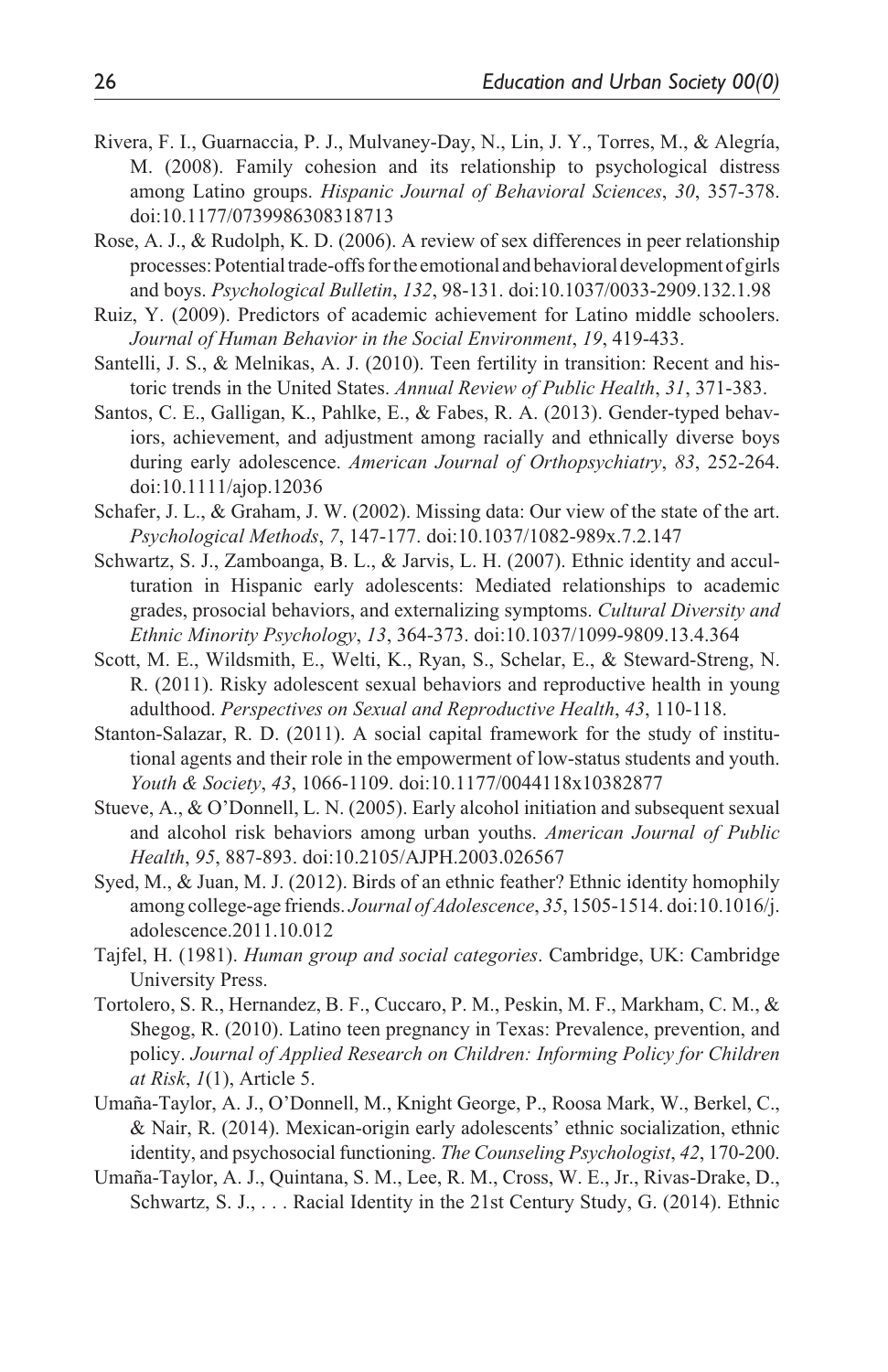Rivera, F. I., Guarnaccia, P. J., Mulvaney-Day, N., Lin, J. Y., Torres, M., & Alegría, M. (2008). Family cohesion and its relationship to psychological distress among Latino groups. *Hispanic Journal of Behavioral Sciences*, *30*, 357-378. doi:10.1177/0739986308318713

Rose, A. J., & Rudolph, K. D. (2006). A review of sex differences in peer relationship processes: Potential trade-offs for the emotional and behavioral development of girls and boys. *Psychological Bulletin*, *132*, 98-131. doi:10.1037/0033-2909.132.1.98

Ruiz, Y. (2009). Predictors of academic achievement for Latino middle schoolers. *Journal of Human Behavior in the Social Environment*, *19*, 419-433.

Santelli, J. S., & Melnikas, A. J. (2010). Teen fertility in transition: Recent and historic trends in the United States. *Annual Review of Public Health*, *31*, 371-383.

Santos, C. E., Galligan, K., Pahlke, E., & Fabes, R. A. (2013). Gender-typed behaviors, achievement, and adjustment among racially and ethnically diverse boys during early adolescence. *American Journal of Orthopsychiatry*, *83*, 252-264. doi:10.1111/ajop.12036

Schafer, J. L., & Graham, J. W. (2002). Missing data: Our view of the state of the art. *Psychological Methods*, *7*, 147-177. doi:10.1037/1082-989x.7.2.147

Schwartz, S. J., Zamboanga, B. L., & Jarvis, L. H. (2007). Ethnic identity and acculturation in Hispanic early adolescents: Mediated relationships to academic grades, prosocial behaviors, and externalizing symptoms. *Cultural Diversity and Ethnic Minority Psychology*, *13*, 364-373. doi:10.1037/1099-9809.13.4.364

Scott, M. E., Wildsmith, E., Welti, K., Ryan, S., Schelar, E., & Steward-Streng, N. R. (2011). Risky adolescent sexual behaviors and reproductive health in young adulthood. *Perspectives on Sexual and Reproductive Health*, *43*, 110-118.

Stanton-Salazar, R. D. (2011). A social capital framework for the study of institutional agents and their role in the empowerment of low-status students and youth. *Youth & Society*, *43*, 1066-1109. doi:10.1177/0044118x10382877

Stueve, A., & O'Donnell, L. N. (2005). Early alcohol initiation and subsequent sexual and alcohol risk behaviors among urban youths. *American Journal of Public Health*, *95*, 887-893. doi:10.2105/AJPH.2003.026567

Syed, M., & Juan, M. J. (2012). Birds of an ethnic feather? Ethnic identity homophily among college-age friends. *Journal of Adolescence*, *35*, 1505-1514. doi:10.1016/j.adolescence.2011.10.012

Tajfel, H. (1981). *Human group and social categories*. Cambridge, UK: Cambridge University Press.

Tortolero, S. R., Hernandez, B. F., Cuccaro, P. M., Peskin, M. F., Markham, C. M., & Shegog, R. (2010). Latino teen pregnancy in Texas: Prevalence, prevention, and policy. *Journal of Applied Research on Children: Informing Policy for Children at Risk*, *1*(1), Article 5.

Umaña-Taylor, A. J., O'Donnell, M., Knight George, P., Roosa Mark, W., Berkel, C., & Nair, R. (2014). Mexican-origin early adolescents' ethnic socialization, ethnic identity, and psychosocial functioning. *The Counseling Psychologist*, *42*, 170-200.

Umaña-Taylor, A. J., Quintana, S. M., Lee, R. M., Cross, W. E., Jr., Rivas-Drake, D., Schwartz, S. J., . . . Racial Identity in the 21st Century Study, G. (2014). Ethnic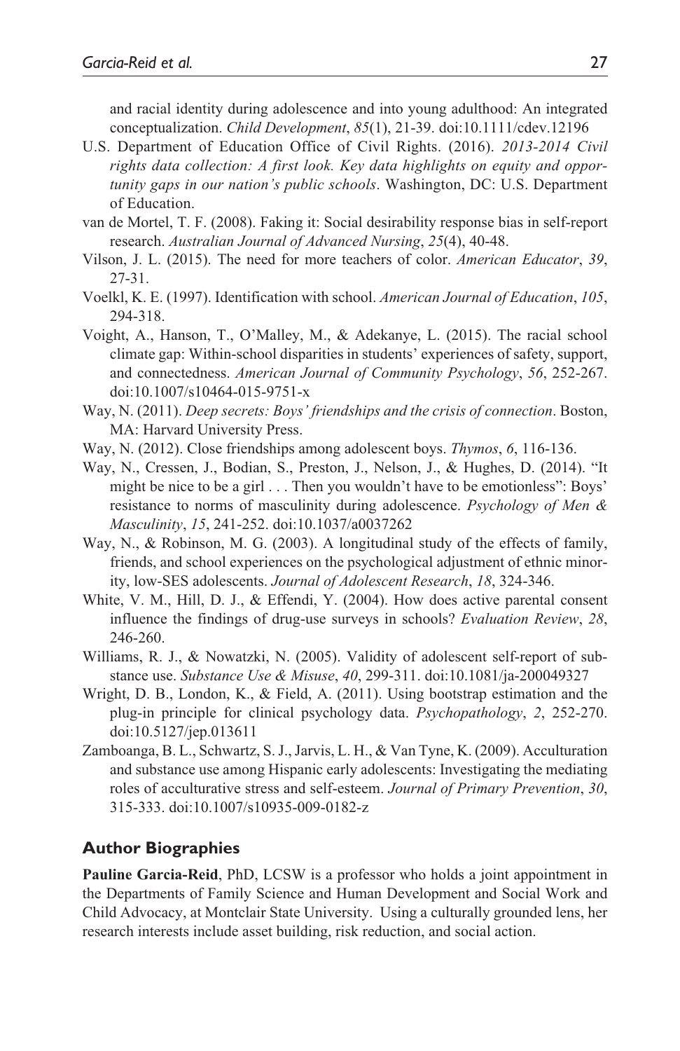and racial identity during adolescence and into young adulthood: An integrated conceptualization. *Child Development*, *85*(1), 21-39. doi:10.1111/cdev.12196

U.S. Department of Education Office of Civil Rights. (2016). *2013-2014 Civil rights data collection: A first look. Key data highlights on equity and opportunity gaps in our nation's public schools*. Washington, DC: U.S. Department of Education.

van de Mortel, T. F. (2008). Faking it: Social desirability response bias in self-report research. *Australian Journal of Advanced Nursing*, *25*(4), 40-48.

Vilson, J. L. (2015). The need for more teachers of color. *American Educator*, *39*, 27-31.

Voelkl, K. E. (1997). Identification with school. *American Journal of Education*, *105*, 294-318.

Voight, A., Hanson, T., O'Malley, M., & Adekanye, L. (2015). The racial school climate gap: Within-school disparities in students' experiences of safety, support, and connectedness. *American Journal of Community Psychology*, *56*, 252-267. doi:10.1007/s10464-015-9751-x

Way, N. (2011). *Deep secrets: Boys' friendships and the crisis of connection*. Boston, MA: Harvard University Press.

Way, N. (2012). Close friendships among adolescent boys. *Thymos*, *6*, 116-136.

Way, N., Cressen, J., Bodian, S., Preston, J., Nelson, J., & Hughes, D. (2014). "It might be nice to be a girl . . . Then you wouldn't have to be emotionless": Boys' resistance to norms of masculinity during adolescence. *Psychology of Men & Masculinity*, *15*, 241-252. doi:10.1037/a0037262

Way, N., & Robinson, M. G. (2003). A longitudinal study of the effects of family, friends, and school experiences on the psychological adjustment of ethnic minority, low-SES adolescents. *Journal of Adolescent Research*, *18*, 324-346.

White, V. M., Hill, D. J., & Effendi, Y. (2004). How does active parental consent influence the findings of drug-use surveys in schools? *Evaluation Review*, *28*, 246-260.

Williams, R. J., & Nowatzki, N. (2005). Validity of adolescent self-report of substance use. *Substance Use & Misuse*, *40*, 299-311. doi:10.1081/ja-200049327

Wright, D. B., London, K., & Field, A. (2011). Using bootstrap estimation and the plug-in principle for clinical psychology data. *Psychopathology*, *2*, 252-270. doi:10.5127/jep.013611

Zamboanga, B. L., Schwartz, S. J., Jarvis, L. H., & Van Tyne, K. (2009). Acculturation and substance use among Hispanic early adolescents: Investigating the mediating roles of acculturative stress and self-esteem. *Journal of Primary Prevention*, *30*, 315-333. doi:10.1007/s10935-009-0182-z

## Author Biographies

**Pauline Garcia-Reid**, PhD, LCSW is a professor who holds a joint appointment in the Departments of Family Science and Human Development and Social Work and Child Advocacy, at Montclair State University. Using a culturally grounded lens, her research interests include asset building, risk reduction, and social action.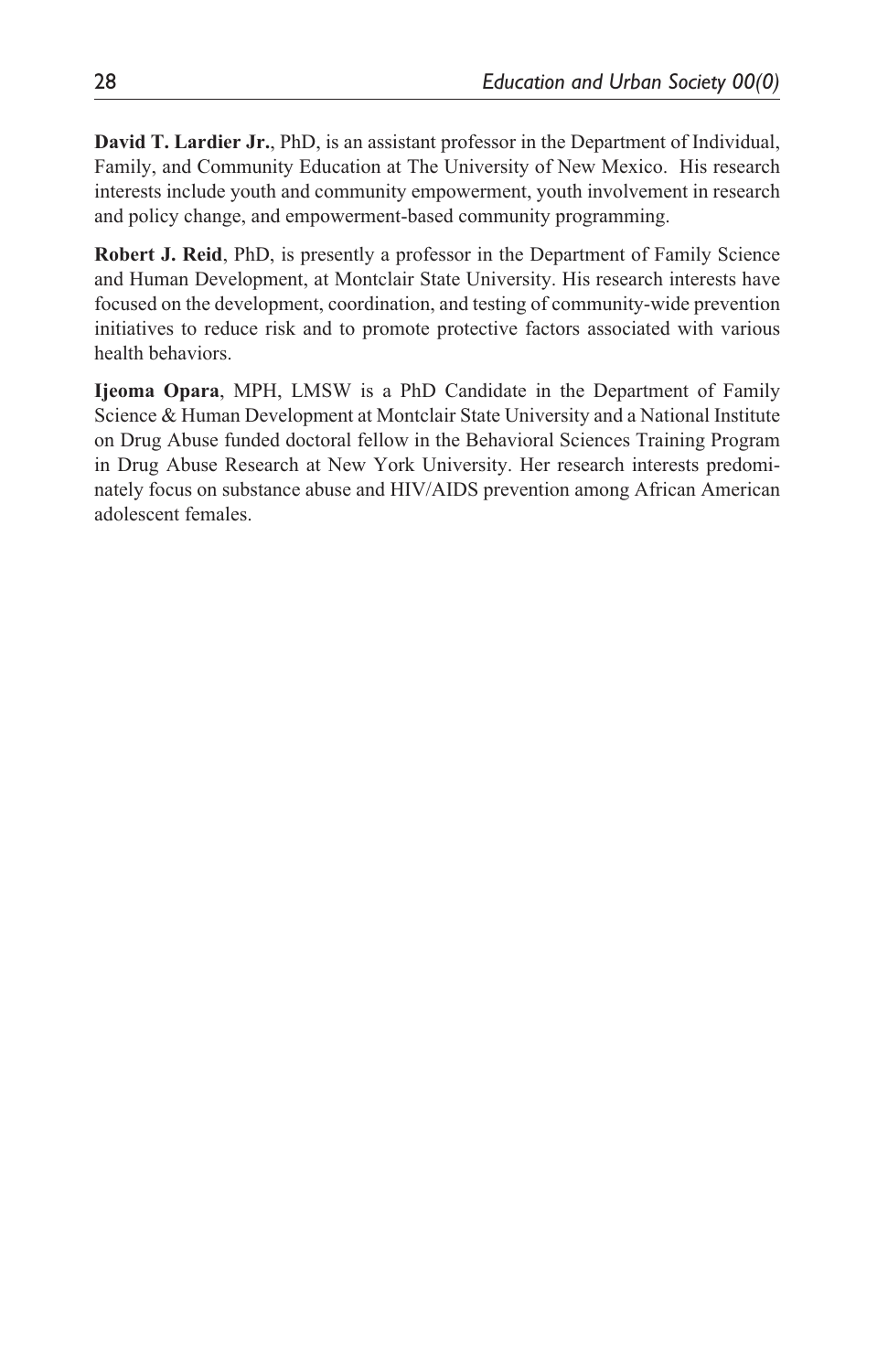**David T. Lardier Jr.**, PhD, is an assistant professor in the Department of Individual, Family, and Community Education at The University of New Mexico. His research interests include youth and community empowerment, youth involvement in research and policy change, and empowerment-based community programming.

**Robert J. Reid**, PhD, is presently a professor in the Department of Family Science and Human Development, at Montclair State University. His research interests have focused on the development, coordination, and testing of community-wide prevention initiatives to reduce risk and to promote protective factors associated with various health behaviors.

**Ijeoma Opara**, MPH, LMSW is a PhD Candidate in the Department of Family Science & Human Development at Montclair State University and a National Institute on Drug Abuse funded doctoral fellow in the Behavioral Sciences Training Program in Drug Abuse Research at New York University. Her research interests predominately focus on substance abuse and HIV/AIDS prevention among African American adolescent females.